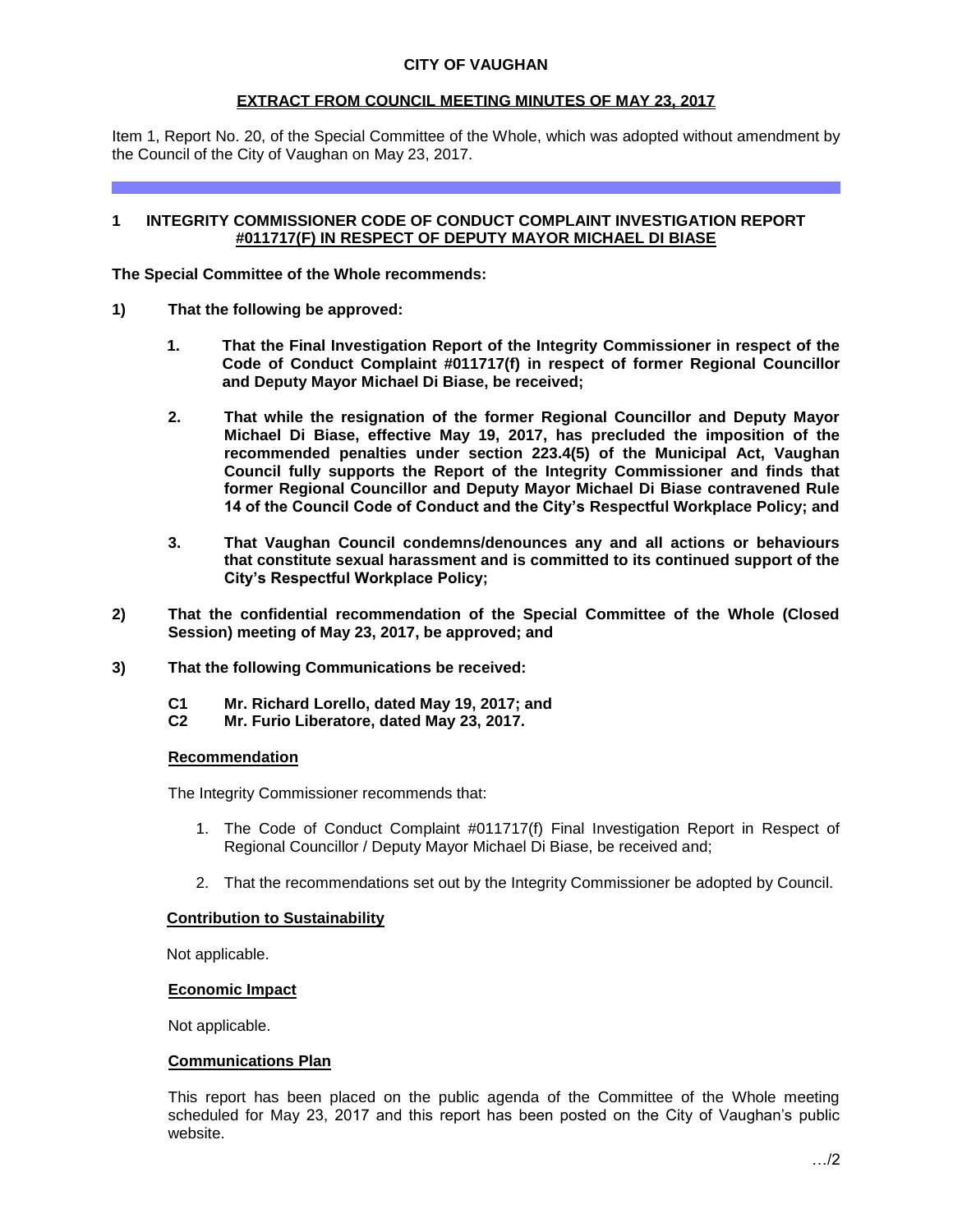**CITY OF VAUGHAN**

**EXTRACT FROM COUNCIL MEETING MINUTES OF MAY 23, 2017**

Item 1, Report No. 20, of the Special Committee of the Whole, which was adopted without amendment by the Council of the City of Vaughan on May 23, 2017.

---

**1 INTEGRITY COMMISSIONER CODE OF CONDUCT COMPLAINT INVESTIGATION REPORT #011717(F) IN RESPECT OF DEPUTY MAYOR MICHAEL DI BIASE**

**The Special Committee of the Whole recommends:**

**1) That the following be approved:**

**1. That the Final Investigation Report of the Integrity Commissioner in respect of the Code of Conduct Complaint #011717(f) in respect of former Regional Councillor and Deputy Mayor Michael Di Biase, be received;**

**2. That while the resignation of the former Regional Councillor and Deputy Mayor Michael Di Biase, effective May 19, 2017, has precluded the imposition of the recommended penalties under section 223.4(5) of the Municipal Act, Vaughan Council fully supports the Report of the Integrity Commissioner and finds that former Regional Councillor and Deputy Mayor Michael Di Biase contravened Rule 14 of the Council Code of Conduct and the City's Respectful Workplace Policy; and**

**3. That Vaughan Council condemns/denounces any and all actions or behaviours that constitute sexual harassment and is committed to its continued support of the City's Respectful Workplace Policy;**

**2) That the confidential recommendation of the Special Committee of the Whole (Closed Session) meeting of May 23, 2017, be approved; and**

**3) That the following Communications be received:**

**C1 Mr. Richard Lorello, dated May 19, 2017; and**
**C2 Mr. Furio Liberatore, dated May 23, 2017.**

**Recommendation**

The Integrity Commissioner recommends that:

1. The Code of Conduct Complaint #011717(f) Final Investigation Report in Respect of Regional Councillor / Deputy Mayor Michael Di Biase, be received and;

2. That the recommendations set out by the Integrity Commissioner be adopted by Council.

**Contribution to Sustainability**

Not applicable.

**Economic Impact**

Not applicable.

**Communications Plan**

This report has been placed on the public agenda of the Committee of the Whole meeting scheduled for May 23, 2017 and this report has been posted on the City of Vaughan's public website.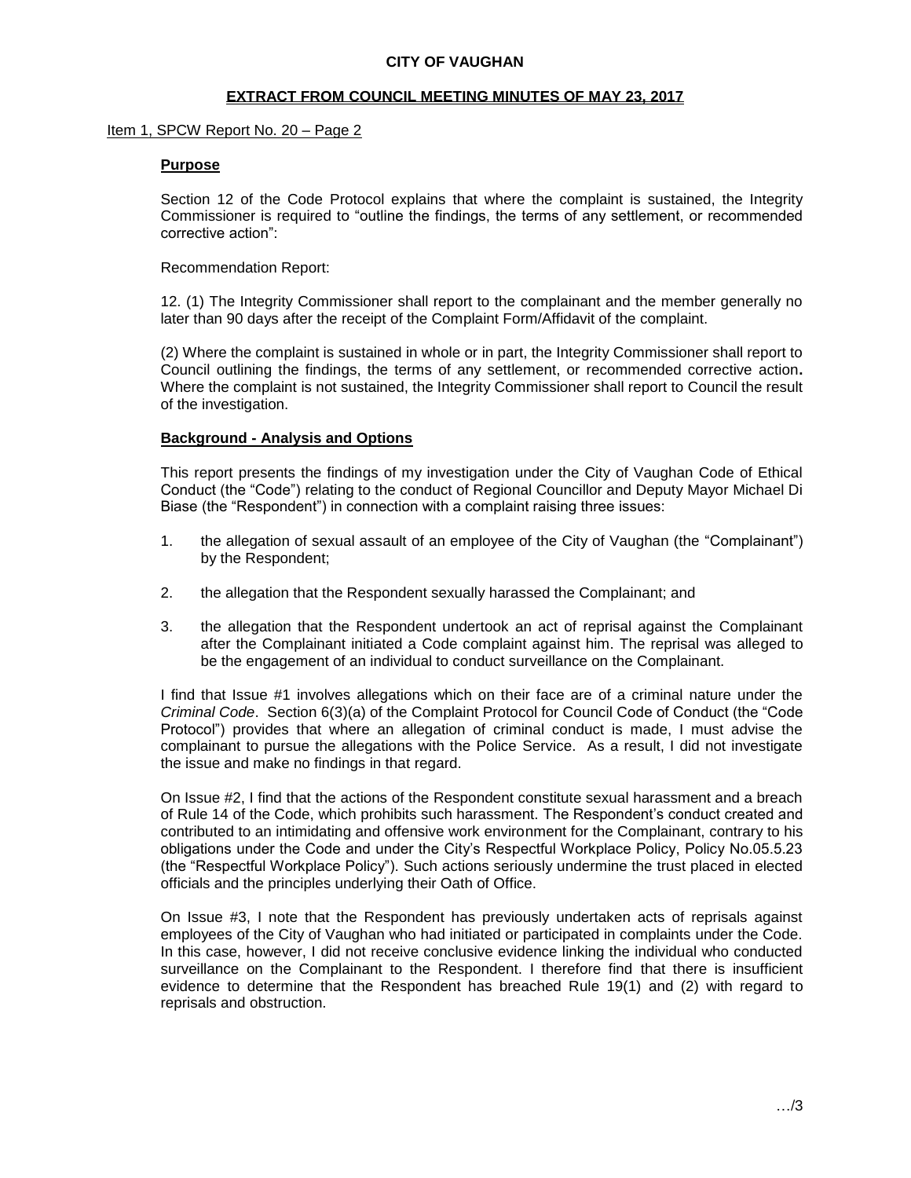**CITY OF VAUGHAN**

**EXTRACT FROM COUNCIL MEETING MINUTES OF MAY 23, 2017**

Item 1, SPCW Report No. 20 – Page 2

**Purpose**

Section 12 of the Code Protocol explains that where the complaint is sustained, the Integrity Commissioner is required to "outline the findings, the terms of any settlement, or recommended corrective action":

Recommendation Report:

12. (1) The Integrity Commissioner shall report to the complainant and the member generally no later than 90 days after the receipt of the Complaint Form/Affidavit of the complaint.

(2) Where the complaint is sustained in whole or in part, the Integrity Commissioner shall report to Council outlining the findings, the terms of any settlement, or recommended corrective action**.** Where the complaint is not sustained, the Integrity Commissioner shall report to Council the result of the investigation.

**Background - Analysis and Options**

This report presents the findings of my investigation under the City of Vaughan Code of Ethical Conduct (the "Code") relating to the conduct of Regional Councillor and Deputy Mayor Michael Di Biase (the "Respondent") in connection with a complaint raising three issues:

1. the allegation of sexual assault of an employee of the City of Vaughan (the "Complainant") by the Respondent;

2. the allegation that the Respondent sexually harassed the Complainant; and

3. the allegation that the Respondent undertook an act of reprisal against the Complainant after the Complainant initiated a Code complaint against him. The reprisal was alleged to be the engagement of an individual to conduct surveillance on the Complainant.

I find that Issue #1 involves allegations which on their face are of a criminal nature under the *Criminal Code*. Section 6(3)(a) of the Complaint Protocol for Council Code of Conduct (the "Code Protocol") provides that where an allegation of criminal conduct is made, I must advise the complainant to pursue the allegations with the Police Service. As a result, I did not investigate the issue and make no findings in that regard.

On Issue #2, I find that the actions of the Respondent constitute sexual harassment and a breach of Rule 14 of the Code, which prohibits such harassment. The Respondent's conduct created and contributed to an intimidating and offensive work environment for the Complainant, contrary to his obligations under the Code and under the City's Respectful Workplace Policy, Policy No.05.5.23 (the "Respectful Workplace Policy"). Such actions seriously undermine the trust placed in elected officials and the principles underlying their Oath of Office.

On Issue #3, I note that the Respondent has previously undertaken acts of reprisals against employees of the City of Vaughan who had initiated or participated in complaints under the Code. In this case, however, I did not receive conclusive evidence linking the individual who conducted surveillance on the Complainant to the Respondent. I therefore find that there is insufficient evidence to determine that the Respondent has breached Rule 19(1) and (2) with regard to reprisals and obstruction.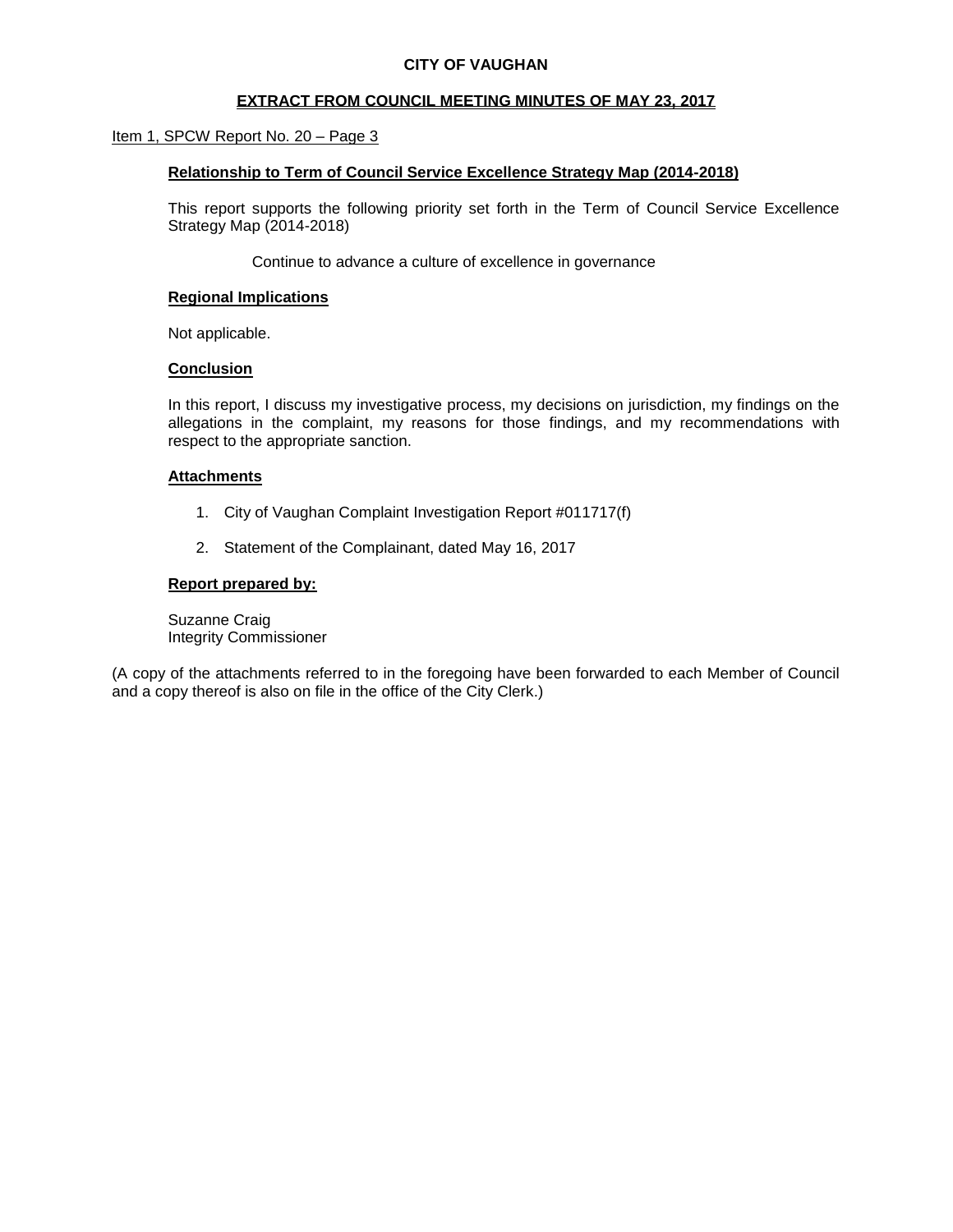**CITY OF VAUGHAN**

**EXTRACT FROM COUNCIL MEETING MINUTES OF MAY 23, 2017**

Item 1, SPCW Report No. 20 – Page 3

**Relationship to Term of Council Service Excellence Strategy Map (2014-2018)**

This report supports the following priority set forth in the Term of Council Service Excellence Strategy Map (2014-2018)

Continue to advance a culture of excellence in governance

**Regional Implications**

Not applicable.

**Conclusion**

In this report, I discuss my investigative process, my decisions on jurisdiction, my findings on the allegations in the complaint, my reasons for those findings, and my recommendations with respect to the appropriate sanction.

**Attachments**

1. City of Vaughan Complaint Investigation Report #011717(f)

2. Statement of the Complainant, dated May 16, 2017

**Report prepared by:**

Suzanne Craig
Integrity Commissioner

(A copy of the attachments referred to in the foregoing have been forwarded to each Member of Council and a copy thereof is also on file in the office of the City Clerk.)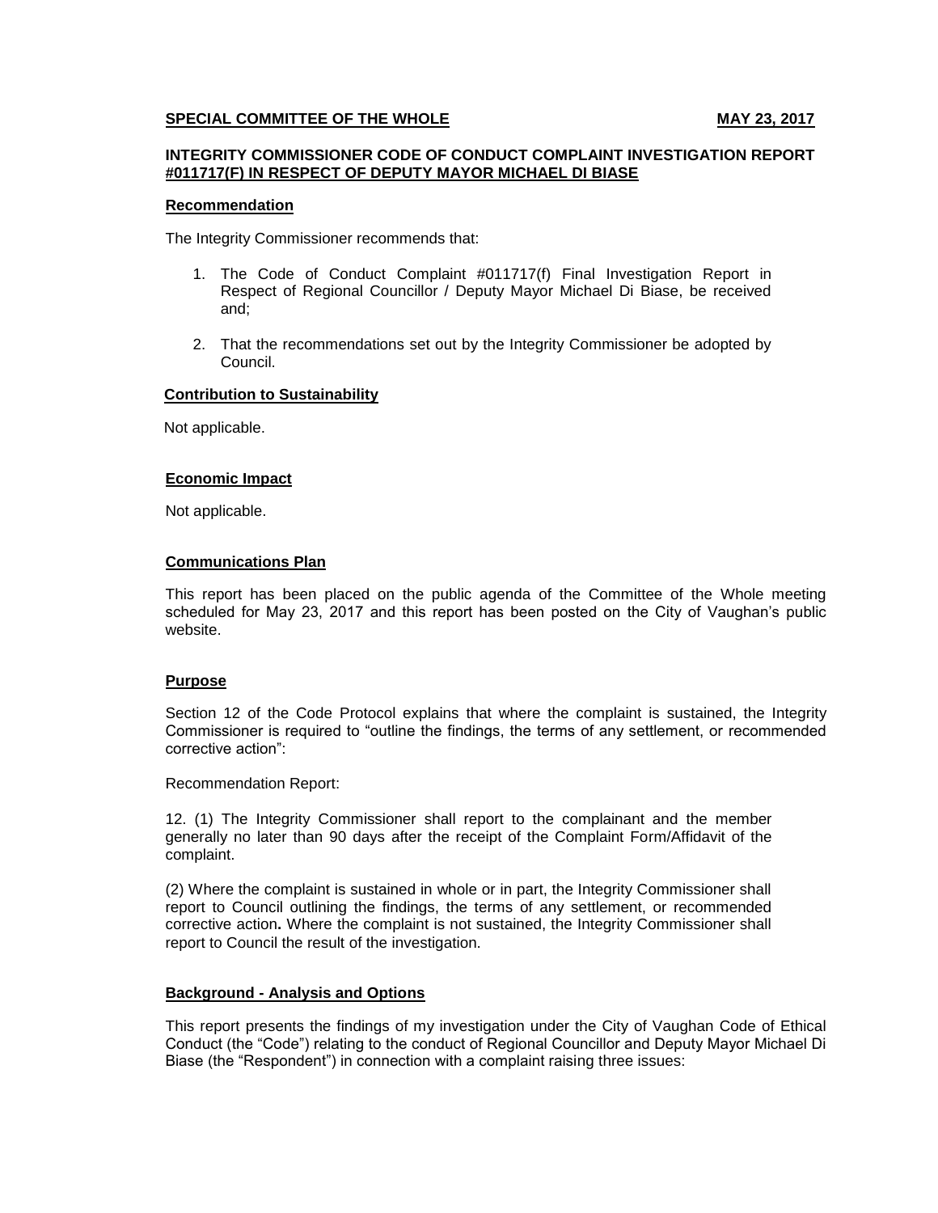**SPECIAL COMMITTEE OF THE WHOLE** **MAY 23, 2017**

**INTEGRITY COMMISSIONER CODE OF CONDUCT COMPLAINT INVESTIGATION REPORT #011717(F) IN RESPECT OF DEPUTY MAYOR MICHAEL DI BIASE**

**Recommendation**

The Integrity Commissioner recommends that:

1. The Code of Conduct Complaint #011717(f) Final Investigation Report in Respect of Regional Councillor / Deputy Mayor Michael Di Biase, be received and;

2. That the recommendations set out by the Integrity Commissioner be adopted by Council.

**Contribution to Sustainability**

Not applicable.

**Economic Impact**

Not applicable.

**Communications Plan**

This report has been placed on the public agenda of the Committee of the Whole meeting scheduled for May 23, 2017 and this report has been posted on the City of Vaughan's public website.

**Purpose**

Section 12 of the Code Protocol explains that where the complaint is sustained, the Integrity Commissioner is required to "outline the findings, the terms of any settlement, or recommended corrective action":

Recommendation Report:

12. (1) The Integrity Commissioner shall report to the complainant and the member generally no later than 90 days after the receipt of the Complaint Form/Affidavit of the complaint.

(2) Where the complaint is sustained in whole or in part, the Integrity Commissioner shall report to Council outlining the findings, the terms of any settlement, or recommended corrective action**.** Where the complaint is not sustained, the Integrity Commissioner shall report to Council the result of the investigation.

**Background - Analysis and Options**

This report presents the findings of my investigation under the City of Vaughan Code of Ethical Conduct (the "Code") relating to the conduct of Regional Councillor and Deputy Mayor Michael Di Biase (the "Respondent") in connection with a complaint raising three issues: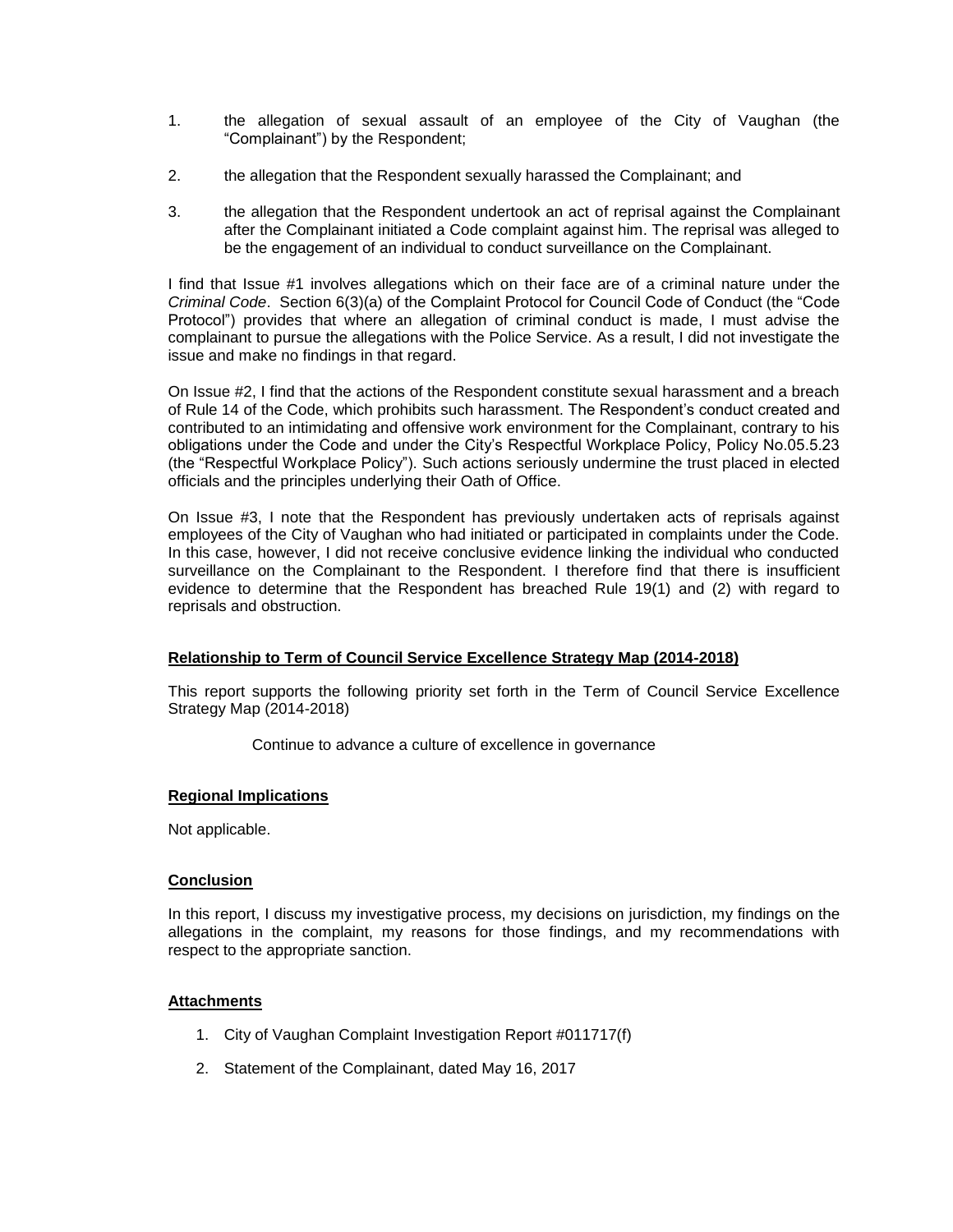1. the allegation of sexual assault of an employee of the City of Vaughan (the "Complainant") by the Respondent;

2. the allegation that the Respondent sexually harassed the Complainant; and

3. the allegation that the Respondent undertook an act of reprisal against the Complainant after the Complainant initiated a Code complaint against him. The reprisal was alleged to be the engagement of an individual to conduct surveillance on the Complainant.

I find that Issue #1 involves allegations which on their face are of a criminal nature under the *Criminal Code*. Section 6(3)(a) of the Complaint Protocol for Council Code of Conduct (the "Code Protocol") provides that where an allegation of criminal conduct is made, I must advise the complainant to pursue the allegations with the Police Service. As a result, I did not investigate the issue and make no findings in that regard.

On Issue #2, I find that the actions of the Respondent constitute sexual harassment and a breach of Rule 14 of the Code, which prohibits such harassment. The Respondent's conduct created and contributed to an intimidating and offensive work environment for the Complainant, contrary to his obligations under the Code and under the City's Respectful Workplace Policy, Policy No.05.5.23 (the "Respectful Workplace Policy"). Such actions seriously undermine the trust placed in elected officials and the principles underlying their Oath of Office.

On Issue #3, I note that the Respondent has previously undertaken acts of reprisals against employees of the City of Vaughan who had initiated or participated in complaints under the Code. In this case, however, I did not receive conclusive evidence linking the individual who conducted surveillance on the Complainant to the Respondent. I therefore find that there is insufficient evidence to determine that the Respondent has breached Rule 19(1) and (2) with regard to reprisals and obstruction.

**Relationship to Term of Council Service Excellence Strategy Map (2014-2018)**

This report supports the following priority set forth in the Term of Council Service Excellence Strategy Map (2014-2018)

Continue to advance a culture of excellence in governance

**Regional Implications**

Not applicable.

**Conclusion**

In this report, I discuss my investigative process, my decisions on jurisdiction, my findings on the allegations in the complaint, my reasons for those findings, and my recommendations with respect to the appropriate sanction.

**Attachments**

1. City of Vaughan Complaint Investigation Report #011717(f)

2. Statement of the Complainant, dated May 16, 2017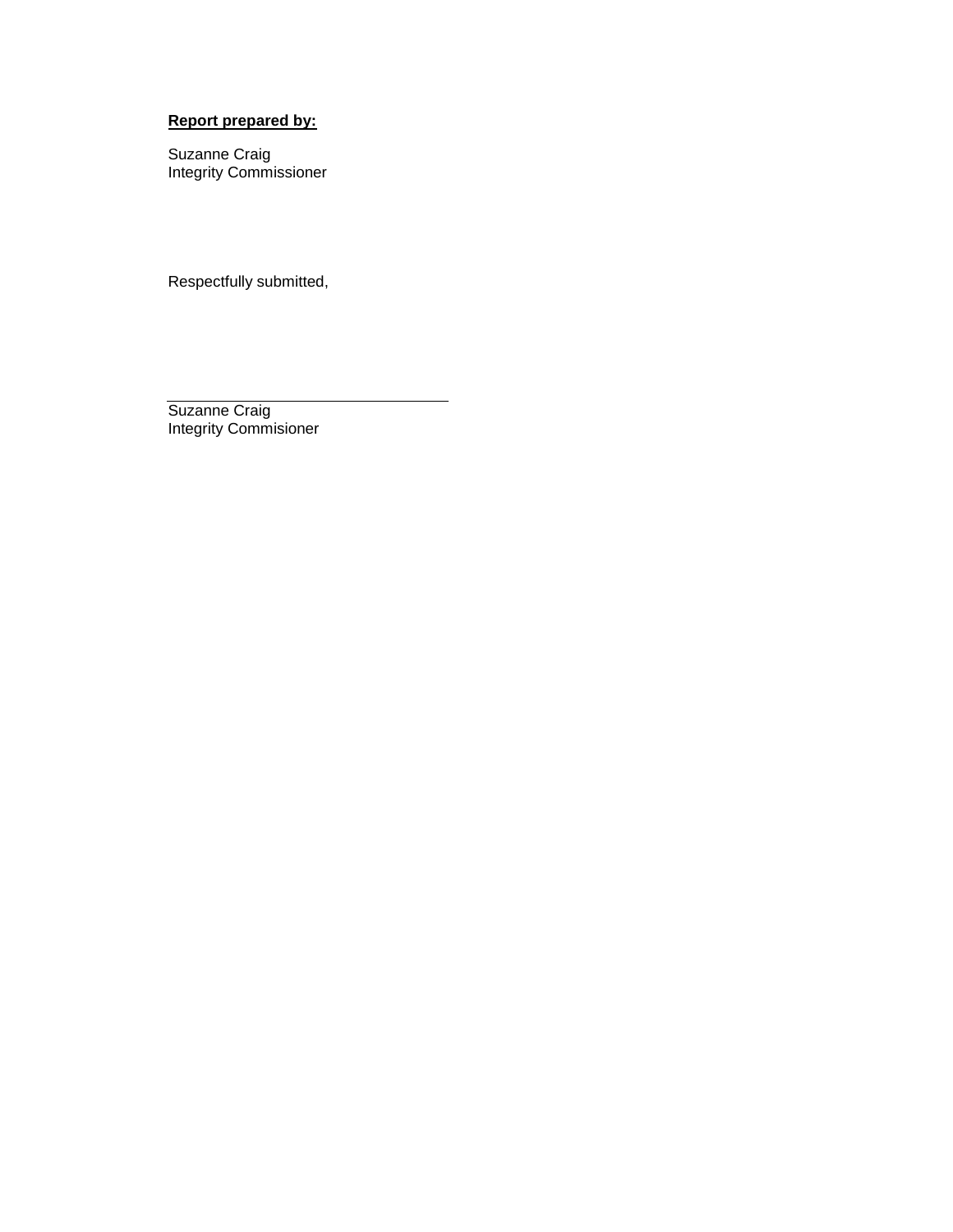**Report prepared by:**

Suzanne Craig  
Integrity Commissioner

Respectfully submitted,

\_\_\_\_\_\_\_\_\_\_\_\_\_\_\_\_\_\_\_\_\_\_\_\_\_\_\_\_\_\_\_\_\_\_

Suzanne Craig  
Integrity Commisioner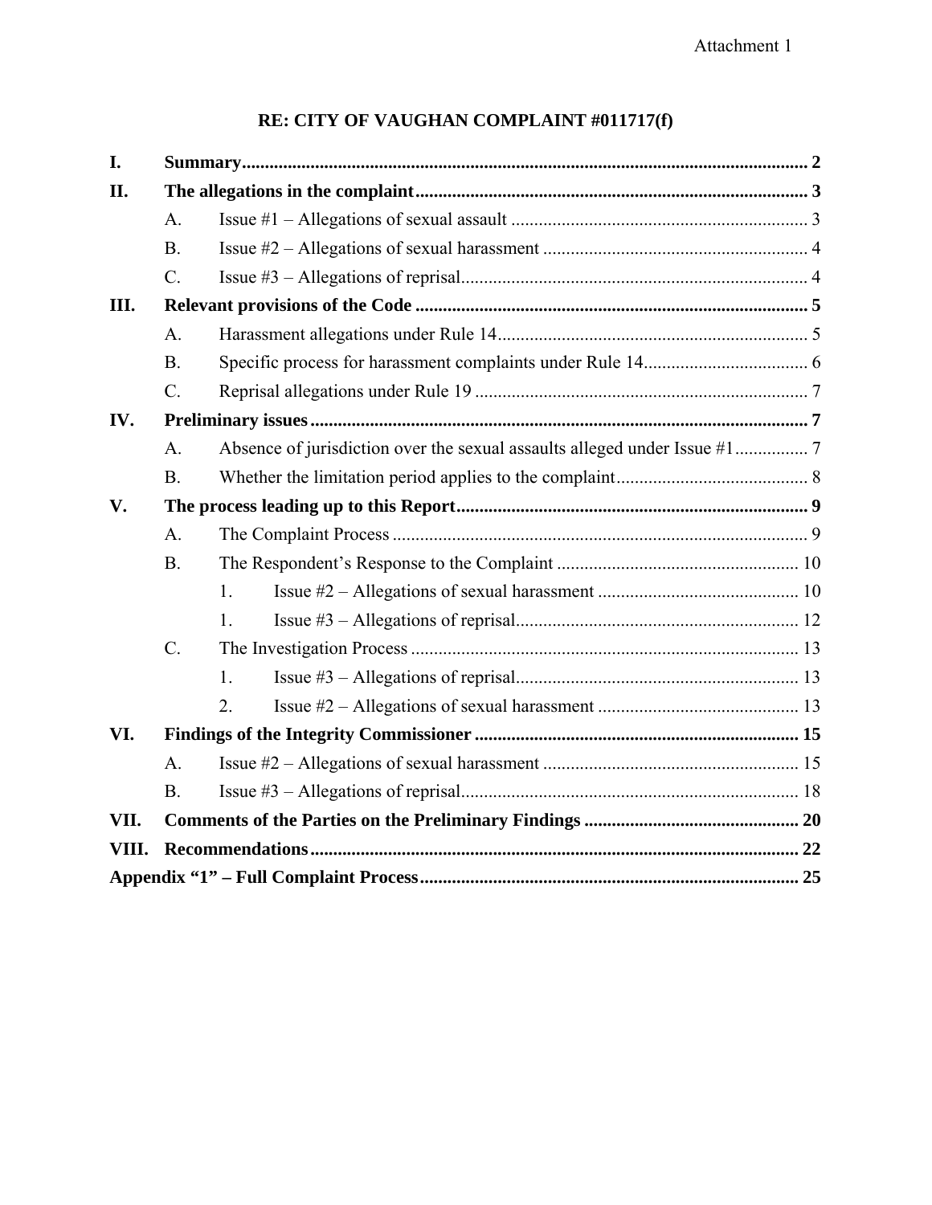Attachment 1

# RE: CITY OF VAUGHAN COMPLAINT #011717(f)

**I. Summary** .......... 2

**II. The allegations in the complaint** .......... 3

- A. Issue #1 – Allegations of sexual assault .......... 3
- B. Issue #2 – Allegations of sexual harassment .......... 4
- C. Issue #3 – Allegations of reprisal .......... 4

**III. Relevant provisions of the Code** .......... 5

- A. Harassment allegations under Rule 14 .......... 5
- B. Specific process for harassment complaints under Rule 14 .......... 6
- C. Reprisal allegations under Rule 19 .......... 7

**IV. Preliminary issues** .......... 7

- A. Absence of jurisdiction over the sexual assaults alleged under Issue #1 .......... 7
- B. Whether the limitation period applies to the complaint .......... 8

**V. The process leading up to this Report** .......... 9

- A. The Complaint Process .......... 9
- B. The Respondent's Response to the Complaint .......... 10
  - 1. Issue #2 – Allegations of sexual harassment .......... 10
  - 1. Issue #3 – Allegations of reprisal .......... 12
- C. The Investigation Process .......... 13
  - 1. Issue #3 – Allegations of reprisal .......... 13
  - 2. Issue #2 – Allegations of sexual harassment .......... 13

**VI. Findings of the Integrity Commissioner** .......... 15

- A. Issue #2 – Allegations of sexual harassment .......... 15
- B. Issue #3 – Allegations of reprisal .......... 18

**VII. Comments of the Parties on the Preliminary Findings** .......... 20

**VIII. Recommendations** .......... 22

**Appendix "1" – Full Complaint Process** .......... 25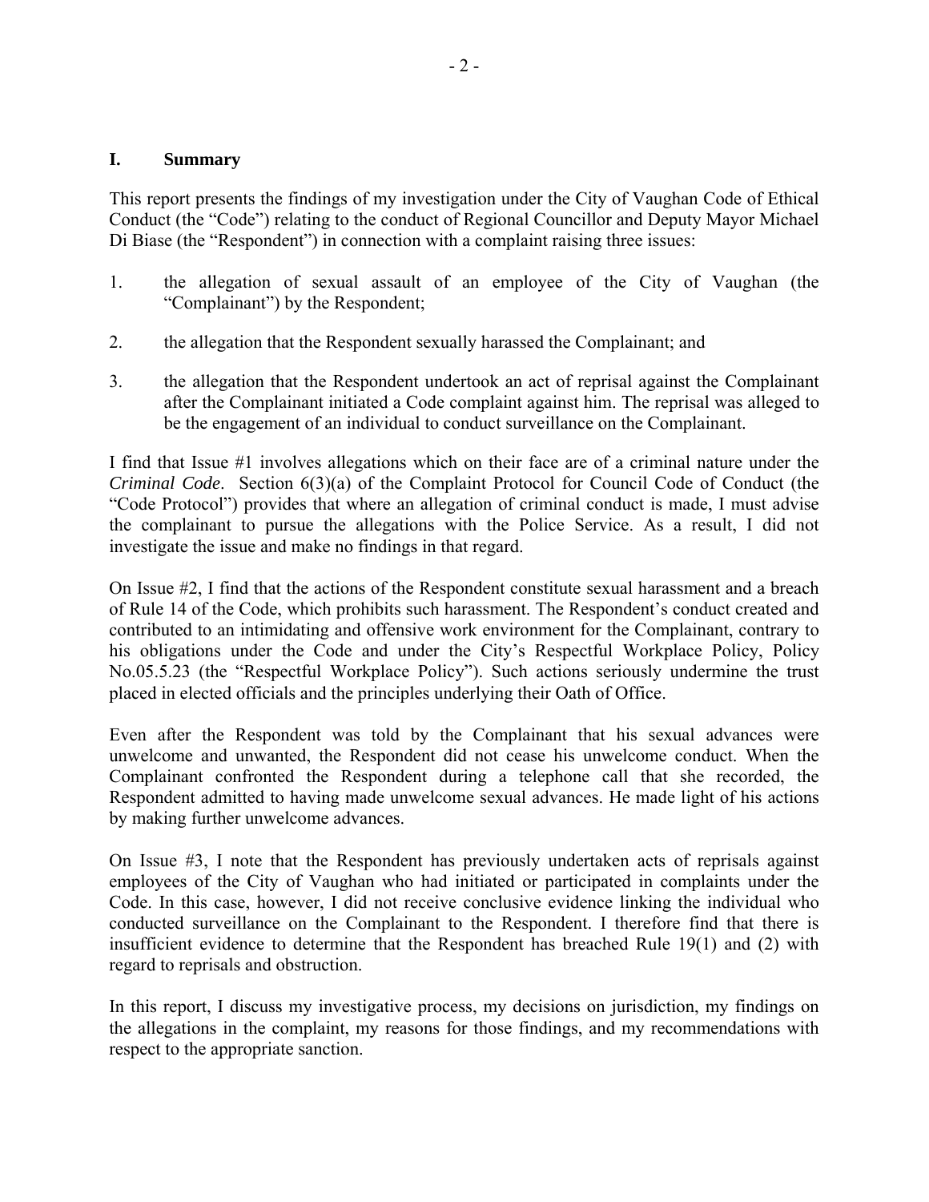## I. Summary

This report presents the findings of my investigation under the City of Vaughan Code of Ethical Conduct (the "Code") relating to the conduct of Regional Councillor and Deputy Mayor Michael Di Biase (the "Respondent") in connection with a complaint raising three issues:

1. the allegation of sexual assault of an employee of the City of Vaughan (the "Complainant") by the Respondent;

2. the allegation that the Respondent sexually harassed the Complainant; and

3. the allegation that the Respondent undertook an act of reprisal against the Complainant after the Complainant initiated a Code complaint against him. The reprisal was alleged to be the engagement of an individual to conduct surveillance on the Complainant.

I find that Issue #1 involves allegations which on their face are of a criminal nature under the *Criminal Code*. Section 6(3)(a) of the Complaint Protocol for Council Code of Conduct (the "Code Protocol") provides that where an allegation of criminal conduct is made, I must advise the complainant to pursue the allegations with the Police Service. As a result, I did not investigate the issue and make no findings in that regard.

On Issue #2, I find that the actions of the Respondent constitute sexual harassment and a breach of Rule 14 of the Code, which prohibits such harassment. The Respondent's conduct created and contributed to an intimidating and offensive work environment for the Complainant, contrary to his obligations under the Code and under the City's Respectful Workplace Policy, Policy No.05.5.23 (the "Respectful Workplace Policy"). Such actions seriously undermine the trust placed in elected officials and the principles underlying their Oath of Office.

Even after the Respondent was told by the Complainant that his sexual advances were unwelcome and unwanted, the Respondent did not cease his unwelcome conduct. When the Complainant confronted the Respondent during a telephone call that she recorded, the Respondent admitted to having made unwelcome sexual advances. He made light of his actions by making further unwelcome advances.

On Issue #3, I note that the Respondent has previously undertaken acts of reprisals against employees of the City of Vaughan who had initiated or participated in complaints under the Code. In this case, however, I did not receive conclusive evidence linking the individual who conducted surveillance on the Complainant to the Respondent. I therefore find that there is insufficient evidence to determine that the Respondent has breached Rule 19(1) and (2) with regard to reprisals and obstruction.

In this report, I discuss my investigative process, my decisions on jurisdiction, my findings on the allegations in the complaint, my reasons for those findings, and my recommendations with respect to the appropriate sanction.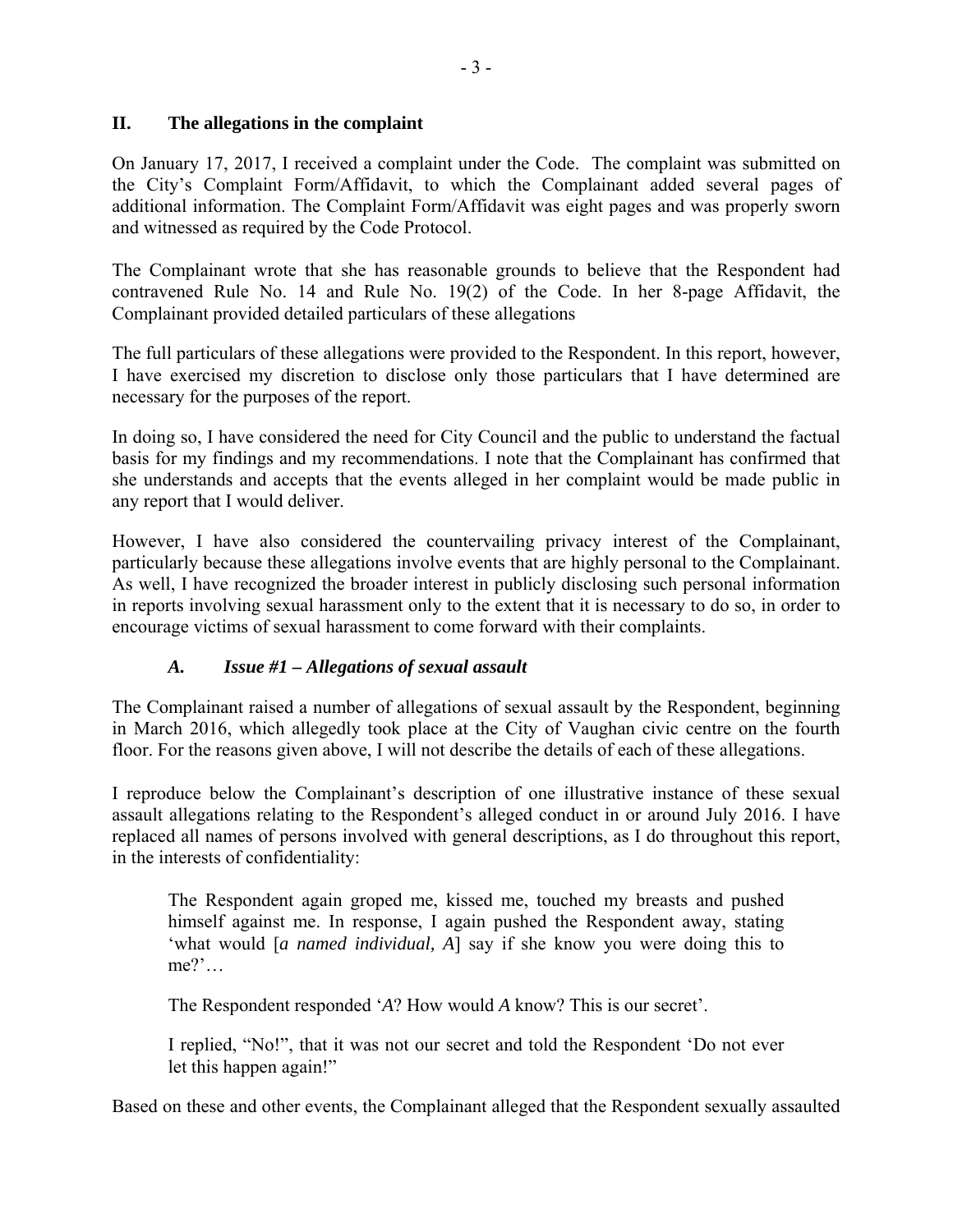## II. The allegations in the complaint

On January 17, 2017, I received a complaint under the Code. The complaint was submitted on the City's Complaint Form/Affidavit, to which the Complainant added several pages of additional information. The Complaint Form/Affidavit was eight pages and was properly sworn and witnessed as required by the Code Protocol.

The Complainant wrote that she has reasonable grounds to believe that the Respondent had contravened Rule No. 14 and Rule No. 19(2) of the Code. In her 8-page Affidavit, the Complainant provided detailed particulars of these allegations

The full particulars of these allegations were provided to the Respondent. In this report, however, I have exercised my discretion to disclose only those particulars that I have determined are necessary for the purposes of the report.

In doing so, I have considered the need for City Council and the public to understand the factual basis for my findings and my recommendations. I note that the Complainant has confirmed that she understands and accepts that the events alleged in her complaint would be made public in any report that I would deliver.

However, I have also considered the countervailing privacy interest of the Complainant, particularly because these allegations involve events that are highly personal to the Complainant. As well, I have recognized the broader interest in publicly disclosing such personal information in reports involving sexual harassment only to the extent that it is necessary to do so, in order to encourage victims of sexual harassment to come forward with their complaints.

### *A. Issue #1 – Allegations of sexual assault*

The Complainant raised a number of allegations of sexual assault by the Respondent, beginning in March 2016, which allegedly took place at the City of Vaughan civic centre on the fourth floor. For the reasons given above, I will not describe the details of each of these allegations.

I reproduce below the Complainant's description of one illustrative instance of these sexual assault allegations relating to the Respondent's alleged conduct in or around July 2016. I have replaced all names of persons involved with general descriptions, as I do throughout this report, in the interests of confidentiality:

> The Respondent again groped me, kissed me, touched my breasts and pushed himself against me. In response, I again pushed the Respondent away, stating 'what would [*a named individual, A*] say if she know you were doing this to me?'…
>
> The Respondent responded '*A*? How would *A* know? This is our secret'.
>
> I replied, "No!", that it was not our secret and told the Respondent 'Do not ever let this happen again!"

Based on these and other events, the Complainant alleged that the Respondent sexually assaulted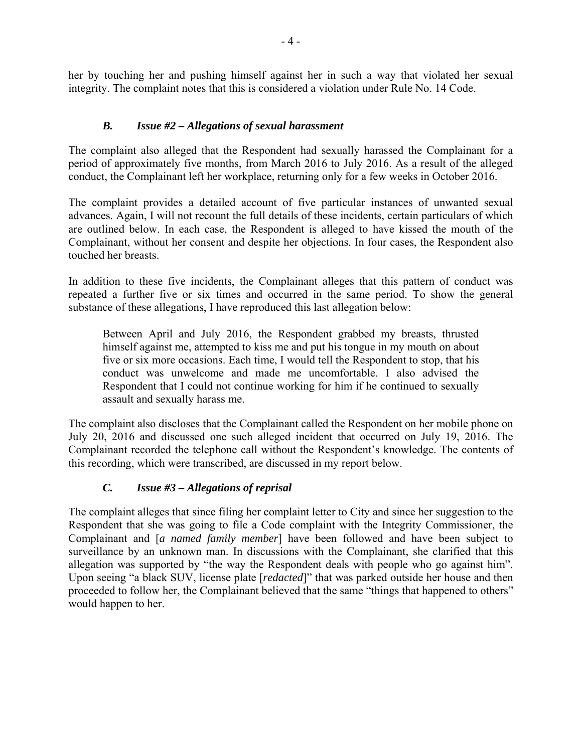her by touching her and pushing himself against her in such a way that violated her sexual integrity. The complaint notes that this is considered a violation under Rule No. 14 Code.

### *B. Issue #2 – Allegations of sexual harassment*

The complaint also alleged that the Respondent had sexually harassed the Complainant for a period of approximately five months, from March 2016 to July 2016. As a result of the alleged conduct, the Complainant left her workplace, returning only for a few weeks in October 2016.

The complaint provides a detailed account of five particular instances of unwanted sexual advances. Again, I will not recount the full details of these incidents, certain particulars of which are outlined below. In each case, the Respondent is alleged to have kissed the mouth of the Complainant, without her consent and despite her objections. In four cases, the Respondent also touched her breasts.

In addition to these five incidents, the Complainant alleges that this pattern of conduct was repeated a further five or six times and occurred in the same period. To show the general substance of these allegations, I have reproduced this last allegation below:

> Between April and July 2016, the Respondent grabbed my breasts, thrusted himself against me, attempted to kiss me and put his tongue in my mouth on about five or six more occasions. Each time, I would tell the Respondent to stop, that his conduct was unwelcome and made me uncomfortable. I also advised the Respondent that I could not continue working for him if he continued to sexually assault and sexually harass me.

The complaint also discloses that the Complainant called the Respondent on her mobile phone on July 20, 2016 and discussed one such alleged incident that occurred on July 19, 2016. The Complainant recorded the telephone call without the Respondent's knowledge. The contents of this recording, which were transcribed, are discussed in my report below.

### *C. Issue #3 – Allegations of reprisal*

The complaint alleges that since filing her complaint letter to City and since her suggestion to the Respondent that she was going to file a Code complaint with the Integrity Commissioner, the Complainant and [*a named family member*] have been followed and have been subject to surveillance by an unknown man. In discussions with the Complainant, she clarified that this allegation was supported by "the way the Respondent deals with people who go against him". Upon seeing "a black SUV, license plate [*redacted*]" that was parked outside her house and then proceeded to follow her, the Complainant believed that the same "things that happened to others" would happen to her.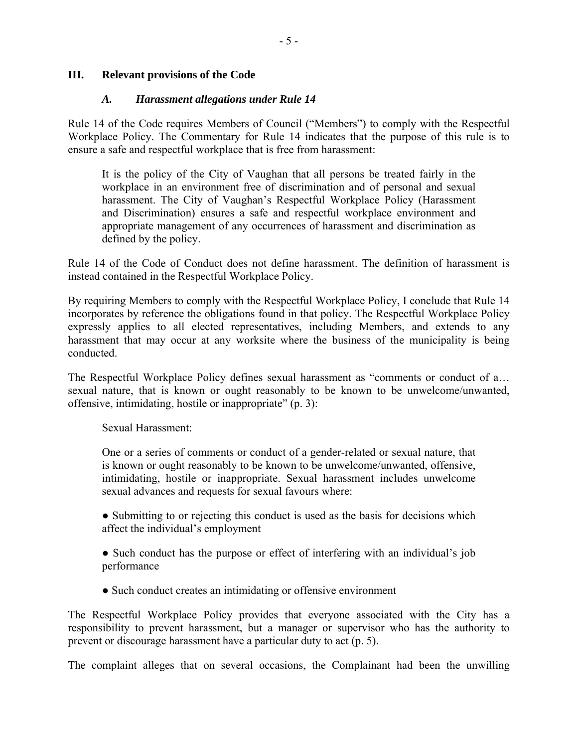## III. Relevant provisions of the Code

### *A. Harassment allegations under Rule 14*

Rule 14 of the Code requires Members of Council ("Members") to comply with the Respectful Workplace Policy. The Commentary for Rule 14 indicates that the purpose of this rule is to ensure a safe and respectful workplace that is free from harassment:

> It is the policy of the City of Vaughan that all persons be treated fairly in the workplace in an environment free of discrimination and of personal and sexual harassment. The City of Vaughan's Respectful Workplace Policy (Harassment and Discrimination) ensures a safe and respectful workplace environment and appropriate management of any occurrences of harassment and discrimination as defined by the policy.

Rule 14 of the Code of Conduct does not define harassment. The definition of harassment is instead contained in the Respectful Workplace Policy.

By requiring Members to comply with the Respectful Workplace Policy, I conclude that Rule 14 incorporates by reference the obligations found in that policy. The Respectful Workplace Policy expressly applies to all elected representatives, including Members, and extends to any harassment that may occur at any worksite where the business of the municipality is being conducted.

The Respectful Workplace Policy defines sexual harassment as "comments or conduct of a… sexual nature, that is known or ought reasonably to be known to be unwelcome/unwanted, offensive, intimidating, hostile or inappropriate" (p. 3):

> Sexual Harassment:
>
> One or a series of comments or conduct of a gender-related or sexual nature, that is known or ought reasonably to be known to be unwelcome/unwanted, offensive, intimidating, hostile or inappropriate. Sexual harassment includes unwelcome sexual advances and requests for sexual favours where:
>
> - Submitting to or rejecting this conduct is used as the basis for decisions which affect the individual's employment
> - Such conduct has the purpose or effect of interfering with an individual's job performance
> - Such conduct creates an intimidating or offensive environment

The Respectful Workplace Policy provides that everyone associated with the City has a responsibility to prevent harassment, but a manager or supervisor who has the authority to prevent or discourage harassment have a particular duty to act (p. 5).

The complaint alleges that on several occasions, the Complainant had been the unwilling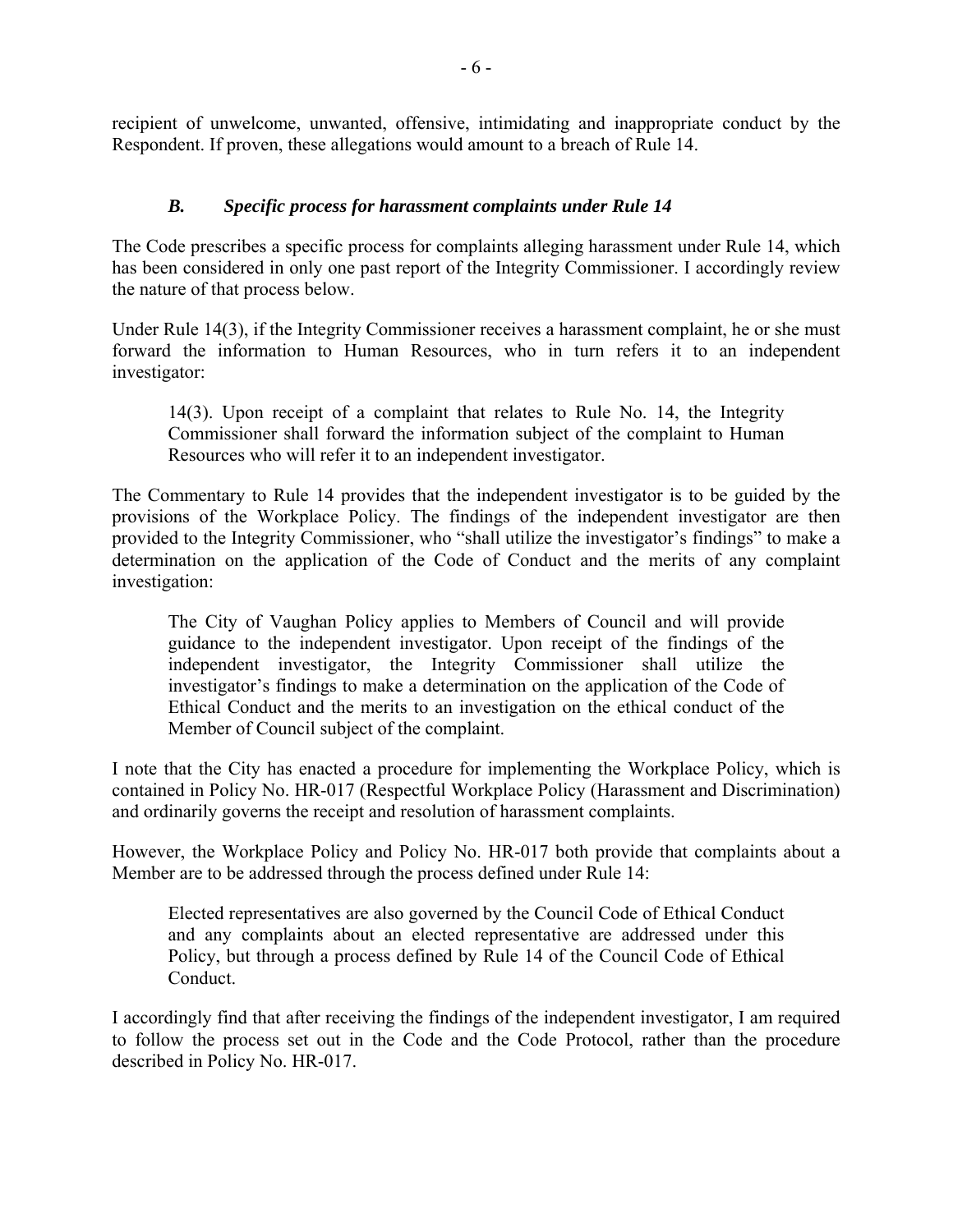recipient of unwelcome, unwanted, offensive, intimidating and inappropriate conduct by the Respondent. If proven, these allegations would amount to a breach of Rule 14.

### *B. Specific process for harassment complaints under Rule 14*

The Code prescribes a specific process for complaints alleging harassment under Rule 14, which has been considered in only one past report of the Integrity Commissioner. I accordingly review the nature of that process below.

Under Rule 14(3), if the Integrity Commissioner receives a harassment complaint, he or she must forward the information to Human Resources, who in turn refers it to an independent investigator:

> 14(3). Upon receipt of a complaint that relates to Rule No. 14, the Integrity Commissioner shall forward the information subject of the complaint to Human Resources who will refer it to an independent investigator.

The Commentary to Rule 14 provides that the independent investigator is to be guided by the provisions of the Workplace Policy. The findings of the independent investigator are then provided to the Integrity Commissioner, who "shall utilize the investigator's findings" to make a determination on the application of the Code of Conduct and the merits of any complaint investigation:

> The City of Vaughan Policy applies to Members of Council and will provide guidance to the independent investigator. Upon receipt of the findings of the independent investigator, the Integrity Commissioner shall utilize the investigator's findings to make a determination on the application of the Code of Ethical Conduct and the merits to an investigation on the ethical conduct of the Member of Council subject of the complaint.

I note that the City has enacted a procedure for implementing the Workplace Policy, which is contained in Policy No. HR-017 (Respectful Workplace Policy (Harassment and Discrimination) and ordinarily governs the receipt and resolution of harassment complaints.

However, the Workplace Policy and Policy No. HR-017 both provide that complaints about a Member are to be addressed through the process defined under Rule 14:

> Elected representatives are also governed by the Council Code of Ethical Conduct and any complaints about an elected representative are addressed under this Policy, but through a process defined by Rule 14 of the Council Code of Ethical Conduct.

I accordingly find that after receiving the findings of the independent investigator, I am required to follow the process set out in the Code and the Code Protocol, rather than the procedure described in Policy No. HR-017.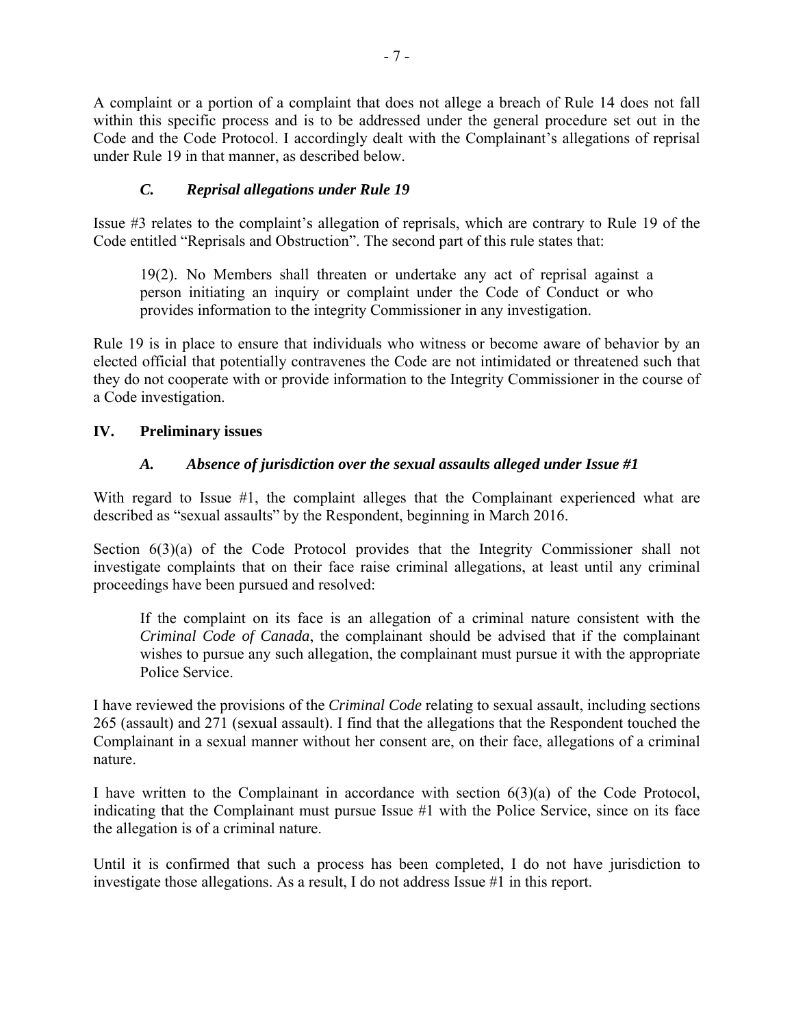A complaint or a portion of a complaint that does not allege a breach of Rule 14 does not fall within this specific process and is to be addressed under the general procedure set out in the Code and the Code Protocol. I accordingly dealt with the Complainant's allegations of reprisal under Rule 19 in that manner, as described below.

### *C. Reprisal allegations under Rule 19*

Issue #3 relates to the complaint's allegation of reprisals, which are contrary to Rule 19 of the Code entitled "Reprisals and Obstruction". The second part of this rule states that:

> 19(2). No Members shall threaten or undertake any act of reprisal against a person initiating an inquiry or complaint under the Code of Conduct or who provides information to the integrity Commissioner in any investigation.

Rule 19 is in place to ensure that individuals who witness or become aware of behavior by an elected official that potentially contravenes the Code are not intimidated or threatened such that they do not cooperate with or provide information to the Integrity Commissioner in the course of a Code investigation.

## IV. Preliminary issues

### *A. Absence of jurisdiction over the sexual assaults alleged under Issue #1*

With regard to Issue #1, the complaint alleges that the Complainant experienced what are described as "sexual assaults" by the Respondent, beginning in March 2016.

Section 6(3)(a) of the Code Protocol provides that the Integrity Commissioner shall not investigate complaints that on their face raise criminal allegations, at least until any criminal proceedings have been pursued and resolved:

> If the complaint on its face is an allegation of a criminal nature consistent with the *Criminal Code of Canada*, the complainant should be advised that if the complainant wishes to pursue any such allegation, the complainant must pursue it with the appropriate Police Service.

I have reviewed the provisions of the *Criminal Code* relating to sexual assault, including sections 265 (assault) and 271 (sexual assault). I find that the allegations that the Respondent touched the Complainant in a sexual manner without her consent are, on their face, allegations of a criminal nature.

I have written to the Complainant in accordance with section 6(3)(a) of the Code Protocol, indicating that the Complainant must pursue Issue #1 with the Police Service, since on its face the allegation is of a criminal nature.

Until it is confirmed that such a process has been completed, I do not have jurisdiction to investigate those allegations. As a result, I do not address Issue #1 in this report.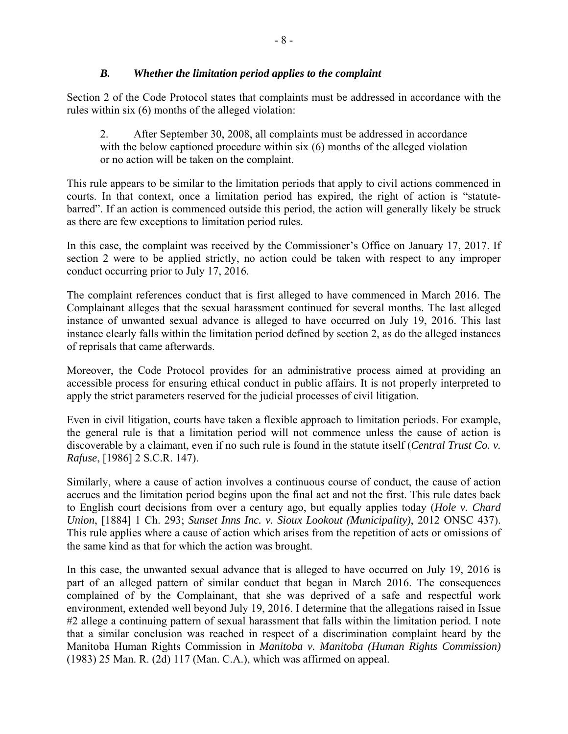### *B. Whether the limitation period applies to the complaint*

Section 2 of the Code Protocol states that complaints must be addressed in accordance with the rules within six (6) months of the alleged violation:

> 2. After September 30, 2008, all complaints must be addressed in accordance with the below captioned procedure within six (6) months of the alleged violation or no action will be taken on the complaint.

This rule appears to be similar to the limitation periods that apply to civil actions commenced in courts. In that context, once a limitation period has expired, the right of action is "statute-barred". If an action is commenced outside this period, the action will generally likely be struck as there are few exceptions to limitation period rules.

In this case, the complaint was received by the Commissioner's Office on January 17, 2017. If section 2 were to be applied strictly, no action could be taken with respect to any improper conduct occurring prior to July 17, 2016.

The complaint references conduct that is first alleged to have commenced in March 2016. The Complainant alleges that the sexual harassment continued for several months. The last alleged instance of unwanted sexual advance is alleged to have occurred on July 19, 2016. This last instance clearly falls within the limitation period defined by section 2, as do the alleged instances of reprisals that came afterwards.

Moreover, the Code Protocol provides for an administrative process aimed at providing an accessible process for ensuring ethical conduct in public affairs. It is not properly interpreted to apply the strict parameters reserved for the judicial processes of civil litigation.

Even in civil litigation, courts have taken a flexible approach to limitation periods. For example, the general rule is that a limitation period will not commence unless the cause of action is discoverable by a claimant, even if no such rule is found in the statute itself (*Central Trust Co. v. Rafuse*, [1986] 2 S.C.R. 147).

Similarly, where a cause of action involves a continuous course of conduct, the cause of action accrues and the limitation period begins upon the final act and not the first. This rule dates back to English court decisions from over a century ago, but equally applies today (*Hole v. Chard Union*, [1884] 1 Ch. 293; *Sunset Inns Inc. v. Sioux Lookout (Municipality)*, 2012 ONSC 437). This rule applies where a cause of action which arises from the repetition of acts or omissions of the same kind as that for which the action was brought.

In this case, the unwanted sexual advance that is alleged to have occurred on July 19, 2016 is part of an alleged pattern of similar conduct that began in March 2016. The consequences complained of by the Complainant, that she was deprived of a safe and respectful work environment, extended well beyond July 19, 2016. I determine that the allegations raised in Issue #2 allege a continuing pattern of sexual harassment that falls within the limitation period. I note that a similar conclusion was reached in respect of a discrimination complaint heard by the Manitoba Human Rights Commission in *Manitoba v. Manitoba (Human Rights Commission)* (1983) 25 Man. R. (2d) 117 (Man. C.A.), which was affirmed on appeal.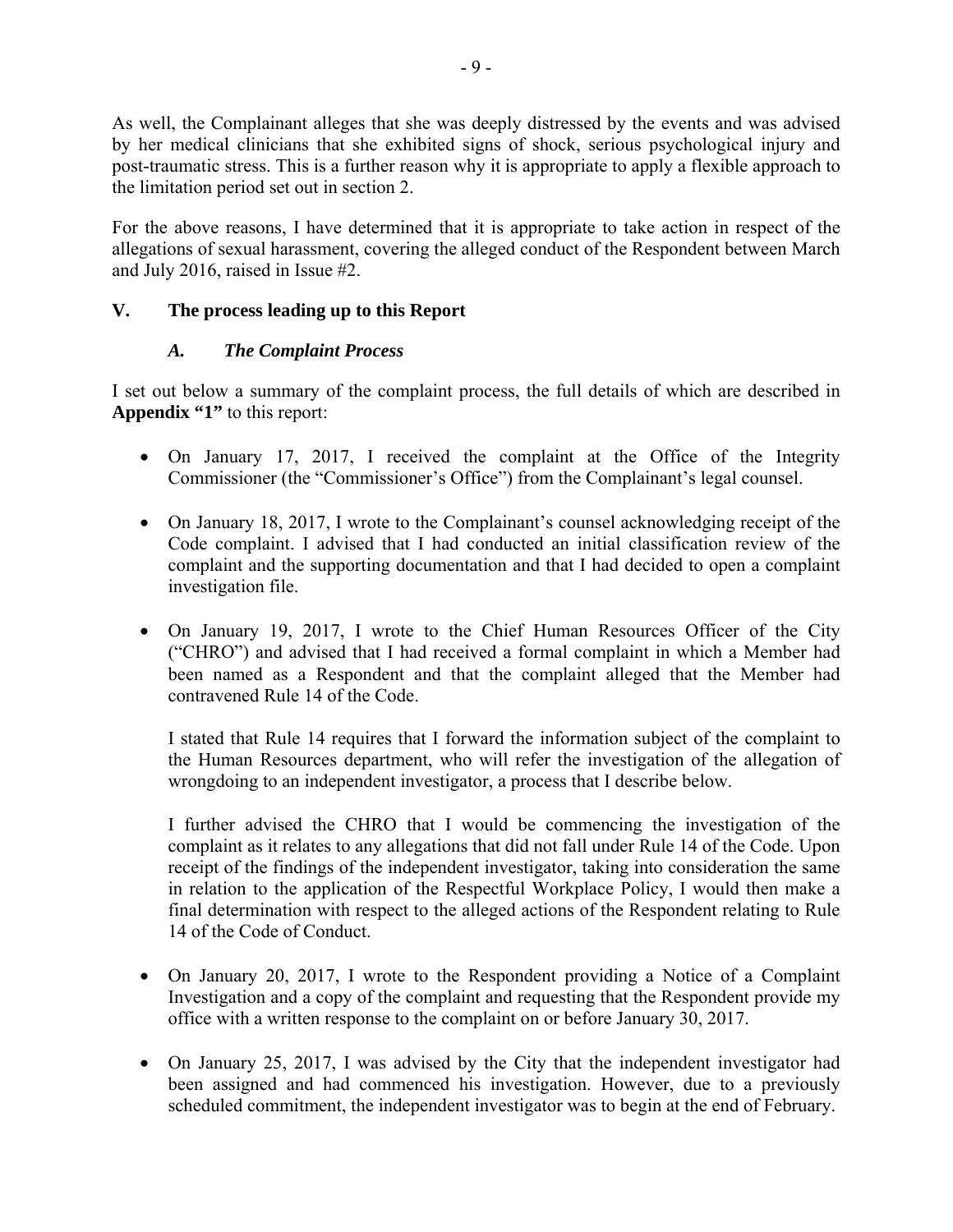As well, the Complainant alleges that she was deeply distressed by the events and was advised by her medical clinicians that she exhibited signs of shock, serious psychological injury and post-traumatic stress. This is a further reason why it is appropriate to apply a flexible approach to the limitation period set out in section 2.

For the above reasons, I have determined that it is appropriate to take action in respect of the allegations of sexual harassment, covering the alleged conduct of the Respondent between March and July 2016, raised in Issue #2.

## V. The process leading up to this Report

### *A. The Complaint Process*

I set out below a summary of the complaint process, the full details of which are described in **Appendix "1"** to this report:

- On January 17, 2017, I received the complaint at the Office of the Integrity Commissioner (the "Commissioner's Office") from the Complainant's legal counsel.

- On January 18, 2017, I wrote to the Complainant's counsel acknowledging receipt of the Code complaint. I advised that I had conducted an initial classification review of the complaint and the supporting documentation and that I had decided to open a complaint investigation file.

- On January 19, 2017, I wrote to the Chief Human Resources Officer of the City ("CHRO") and advised that I had received a formal complaint in which a Member had been named as a Respondent and that the complaint alleged that the Member had contravened Rule 14 of the Code.

  I stated that Rule 14 requires that I forward the information subject of the complaint to the Human Resources department, who will refer the investigation of the allegation of wrongdoing to an independent investigator, a process that I describe below.

  I further advised the CHRO that I would be commencing the investigation of the complaint as it relates to any allegations that did not fall under Rule 14 of the Code. Upon receipt of the findings of the independent investigator, taking into consideration the same in relation to the application of the Respectful Workplace Policy, I would then make a final determination with respect to the alleged actions of the Respondent relating to Rule 14 of the Code of Conduct.

- On January 20, 2017, I wrote to the Respondent providing a Notice of a Complaint Investigation and a copy of the complaint and requesting that the Respondent provide my office with a written response to the complaint on or before January 30, 2017.

- On January 25, 2017, I was advised by the City that the independent investigator had been assigned and had commenced his investigation. However, due to a previously scheduled commitment, the independent investigator was to begin at the end of February.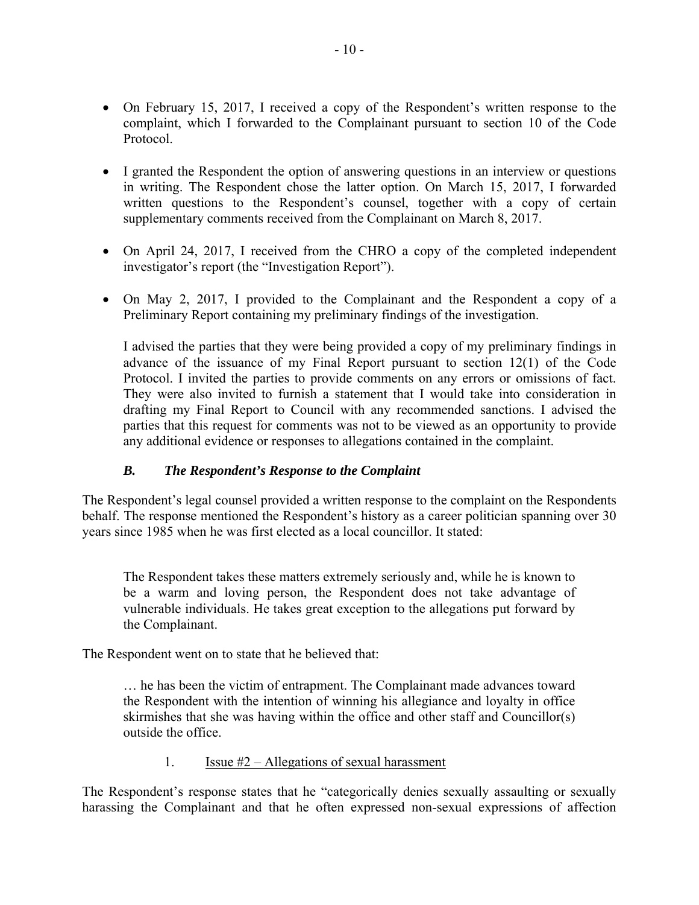- On February 15, 2017, I received a copy of the Respondent's written response to the complaint, which I forwarded to the Complainant pursuant to section 10 of the Code Protocol.

- I granted the Respondent the option of answering questions in an interview or questions in writing. The Respondent chose the latter option. On March 15, 2017, I forwarded written questions to the Respondent's counsel, together with a copy of certain supplementary comments received from the Complainant on March 8, 2017.

- On April 24, 2017, I received from the CHRO a copy of the completed independent investigator's report (the "Investigation Report").

- On May 2, 2017, I provided to the Complainant and the Respondent a copy of a Preliminary Report containing my preliminary findings of the investigation.

  I advised the parties that they were being provided a copy of my preliminary findings in advance of the issuance of my Final Report pursuant to section 12(1) of the Code Protocol. I invited the parties to provide comments on any errors or omissions of fact. They were also invited to furnish a statement that I would take into consideration in drafting my Final Report to Council with any recommended sanctions. I advised the parties that this request for comments was not to be viewed as an opportunity to provide any additional evidence or responses to allegations contained in the complaint.

### *B. The Respondent's Response to the Complaint*

The Respondent's legal counsel provided a written response to the complaint on the Respondents behalf. The response mentioned the Respondent's history as a career politician spanning over 30 years since 1985 when he was first elected as a local councillor. It stated:

> The Respondent takes these matters extremely seriously and, while he is known to be a warm and loving person, the Respondent does not take advantage of vulnerable individuals. He takes great exception to the allegations put forward by the Complainant.

The Respondent went on to state that he believed that:

> … he has been the victim of entrapment. The Complainant made advances toward the Respondent with the intention of winning his allegiance and loyalty in office skirmishes that she was having within the office and other staff and Councillor(s) outside the office.

1. <u>Issue #2 – Allegations of sexual harassment</u>

The Respondent's response states that he "categorically denies sexually assaulting or sexually harassing the Complainant and that he often expressed non-sexual expressions of affection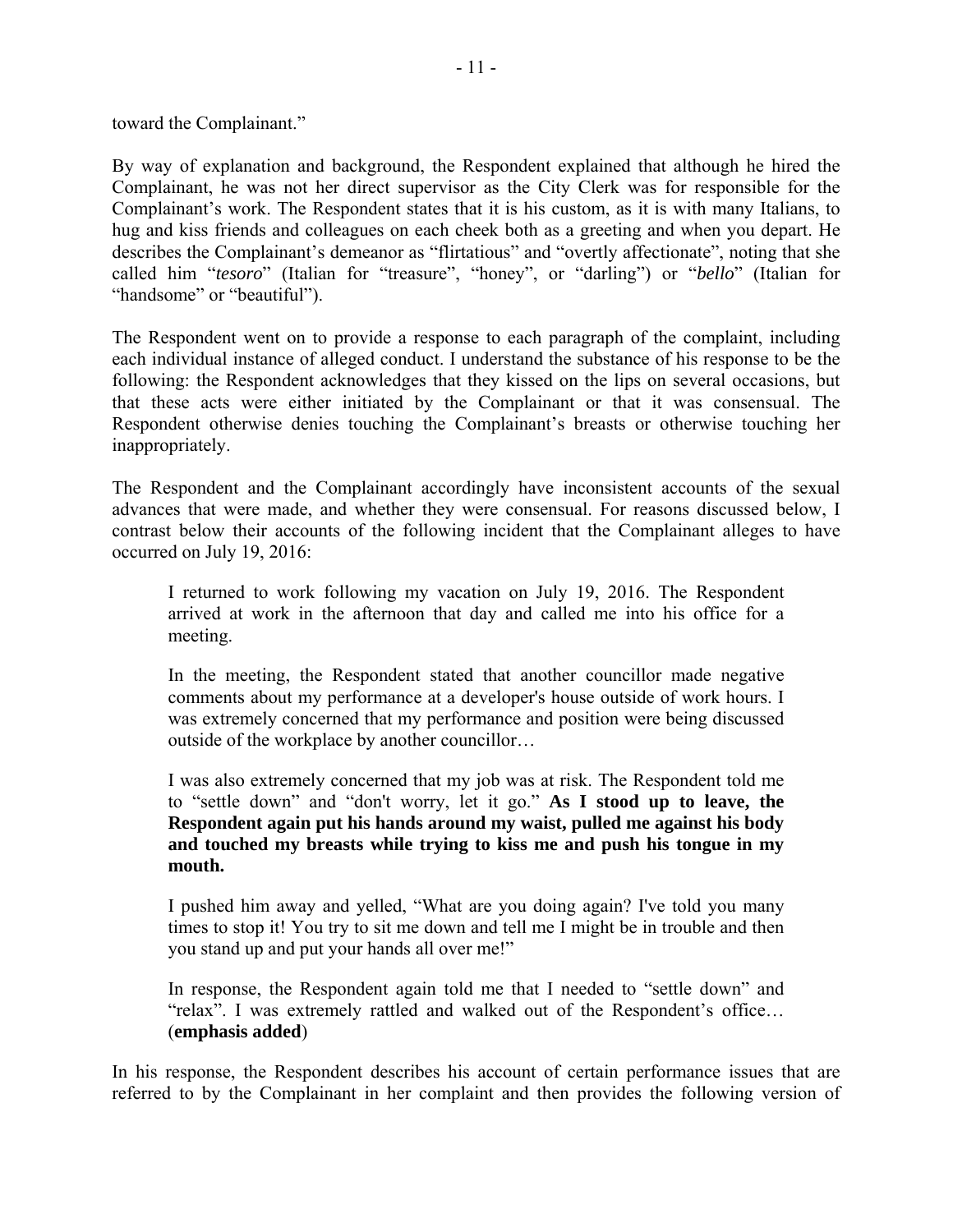toward the Complainant."

By way of explanation and background, the Respondent explained that although he hired the Complainant, he was not her direct supervisor as the City Clerk was for responsible for the Complainant's work. The Respondent states that it is his custom, as it is with many Italians, to hug and kiss friends and colleagues on each cheek both as a greeting and when you depart. He describes the Complainant's demeanor as "flirtatious" and "overtly affectionate", noting that she called him "*tesoro*" (Italian for "treasure", "honey", or "darling") or "*bello*" (Italian for "handsome" or "beautiful").

The Respondent went on to provide a response to each paragraph of the complaint, including each individual instance of alleged conduct. I understand the substance of his response to be the following: the Respondent acknowledges that they kissed on the lips on several occasions, but that these acts were either initiated by the Complainant or that it was consensual. The Respondent otherwise denies touching the Complainant's breasts or otherwise touching her inappropriately.

The Respondent and the Complainant accordingly have inconsistent accounts of the sexual advances that were made, and whether they were consensual. For reasons discussed below, I contrast below their accounts of the following incident that the Complainant alleges to have occurred on July 19, 2016:

> I returned to work following my vacation on July 19, 2016. The Respondent arrived at work in the afternoon that day and called me into his office for a meeting.
>
> In the meeting, the Respondent stated that another councillor made negative comments about my performance at a developer's house outside of work hours. I was extremely concerned that my performance and position were being discussed outside of the workplace by another councillor…
>
> I was also extremely concerned that my job was at risk. The Respondent told me to "settle down" and "don't worry, let it go." **As I stood up to leave, the Respondent again put his hands around my waist, pulled me against his body and touched my breasts while trying to kiss me and push his tongue in my mouth.**
>
> I pushed him away and yelled, "What are you doing again? I've told you many times to stop it! You try to sit me down and tell me I might be in trouble and then you stand up and put your hands all over me!"
>
> In response, the Respondent again told me that I needed to "settle down" and "relax". I was extremely rattled and walked out of the Respondent's office… (**emphasis added**)

In his response, the Respondent describes his account of certain performance issues that are referred to by the Complainant in her complaint and then provides the following version of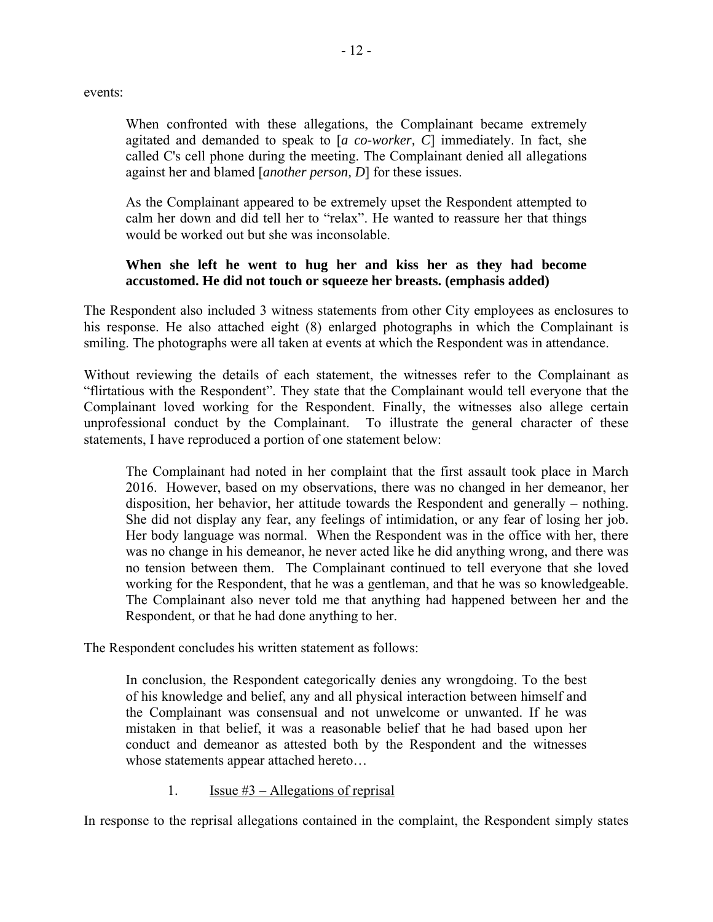events:

> When confronted with these allegations, the Complainant became extremely agitated and demanded to speak to [*a co-worker, C*] immediately. In fact, she called C's cell phone during the meeting. The Complainant denied all allegations against her and blamed [*another person, D*] for these issues.
>
> As the Complainant appeared to be extremely upset the Respondent attempted to calm her down and did tell her to "relax". He wanted to reassure her that things would be worked out but she was inconsolable.
>
> **When she left he went to hug her and kiss her as they had become accustomed. He did not touch or squeeze her breasts. (emphasis added)**

The Respondent also included 3 witness statements from other City employees as enclosures to his response. He also attached eight (8) enlarged photographs in which the Complainant is smiling. The photographs were all taken at events at which the Respondent was in attendance.

Without reviewing the details of each statement, the witnesses refer to the Complainant as "flirtatious with the Respondent". They state that the Complainant would tell everyone that the Complainant loved working for the Respondent. Finally, the witnesses also allege certain unprofessional conduct by the Complainant. To illustrate the general character of these statements, I have reproduced a portion of one statement below:

> The Complainant had noted in her complaint that the first assault took place in March 2016. However, based on my observations, there was no changed in her demeanor, her disposition, her behavior, her attitude towards the Respondent and generally – nothing. She did not display any fear, any feelings of intimidation, or any fear of losing her job. Her body language was normal. When the Respondent was in the office with her, there was no change in his demeanor, he never acted like he did anything wrong, and there was no tension between them. The Complainant continued to tell everyone that she loved working for the Respondent, that he was a gentleman, and that he was so knowledgeable. The Complainant also never told me that anything had happened between her and the Respondent, or that he had done anything to her.

The Respondent concludes his written statement as follows:

> In conclusion, the Respondent categorically denies any wrongdoing. To the best of his knowledge and belief, any and all physical interaction between himself and the Complainant was consensual and not unwelcome or unwanted. If he was mistaken in that belief, it was a reasonable belief that he had based upon her conduct and demeanor as attested both by the Respondent and the witnesses whose statements appear attached hereto…

1. Issue #3 – Allegations of reprisal

In response to the reprisal allegations contained in the complaint, the Respondent simply states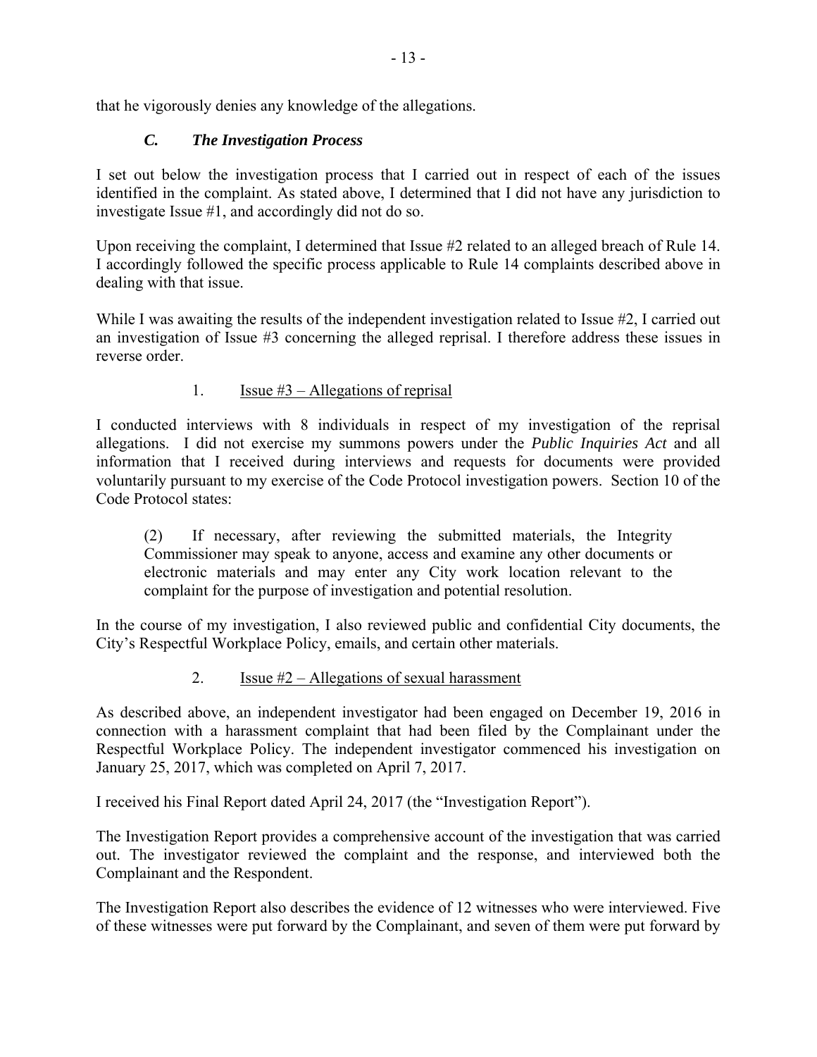that he vigorously denies any knowledge of the allegations.

### *C. The Investigation Process*

I set out below the investigation process that I carried out in respect of each of the issues identified in the complaint. As stated above, I determined that I did not have any jurisdiction to investigate Issue #1, and accordingly did not do so.

Upon receiving the complaint, I determined that Issue #2 related to an alleged breach of Rule 14. I accordingly followed the specific process applicable to Rule 14 complaints described above in dealing with that issue.

While I was awaiting the results of the independent investigation related to Issue #2, I carried out an investigation of Issue #3 concerning the alleged reprisal. I therefore address these issues in reverse order.

#### 1. Issue #3 – Allegations of reprisal

I conducted interviews with 8 individuals in respect of my investigation of the reprisal allegations. I did not exercise my summons powers under the *Public Inquiries Act* and all information that I received during interviews and requests for documents were provided voluntarily pursuant to my exercise of the Code Protocol investigation powers. Section 10 of the Code Protocol states:

> (2) If necessary, after reviewing the submitted materials, the Integrity Commissioner may speak to anyone, access and examine any other documents or electronic materials and may enter any City work location relevant to the complaint for the purpose of investigation and potential resolution.

In the course of my investigation, I also reviewed public and confidential City documents, the City's Respectful Workplace Policy, emails, and certain other materials.

#### 2. Issue #2 – Allegations of sexual harassment

As described above, an independent investigator had been engaged on December 19, 2016 in connection with a harassment complaint that had been filed by the Complainant under the Respectful Workplace Policy. The independent investigator commenced his investigation on January 25, 2017, which was completed on April 7, 2017.

I received his Final Report dated April 24, 2017 (the "Investigation Report").

The Investigation Report provides a comprehensive account of the investigation that was carried out. The investigator reviewed the complaint and the response, and interviewed both the Complainant and the Respondent.

The Investigation Report also describes the evidence of 12 witnesses who were interviewed. Five of these witnesses were put forward by the Complainant, and seven of them were put forward by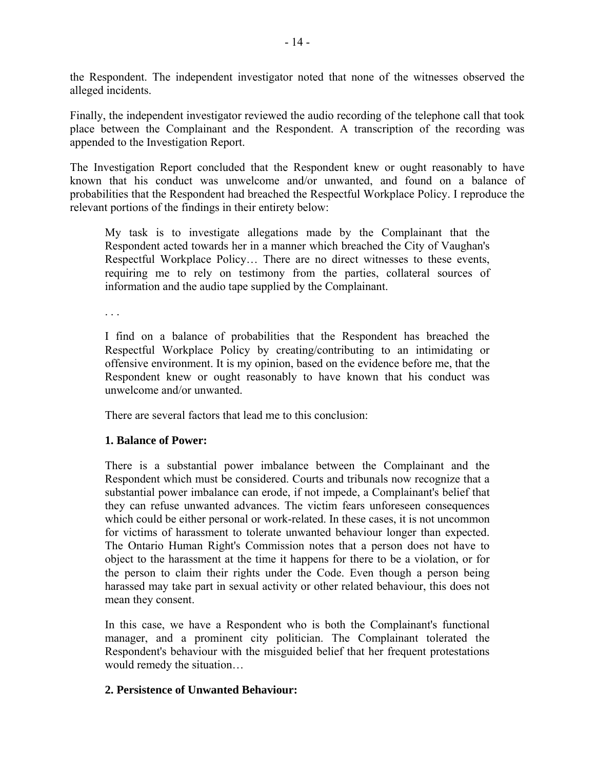the Respondent. The independent investigator noted that none of the witnesses observed the alleged incidents.

Finally, the independent investigator reviewed the audio recording of the telephone call that took place between the Complainant and the Respondent. A transcription of the recording was appended to the Investigation Report.

The Investigation Report concluded that the Respondent knew or ought reasonably to have known that his conduct was unwelcome and/or unwanted, and found on a balance of probabilities that the Respondent had breached the Respectful Workplace Policy. I reproduce the relevant portions of the findings in their entirety below:

> My task is to investigate allegations made by the Complainant that the Respondent acted towards her in a manner which breached the City of Vaughan's Respectful Workplace Policy… There are no direct witnesses to these events, requiring me to rely on testimony from the parties, collateral sources of information and the audio tape supplied by the Complainant.
>
> . . .
>
> I find on a balance of probabilities that the Respondent has breached the Respectful Workplace Policy by creating/contributing to an intimidating or offensive environment. It is my opinion, based on the evidence before me, that the Respondent knew or ought reasonably to have known that his conduct was unwelcome and/or unwanted.
>
> There are several factors that lead me to this conclusion:
>
> **1. Balance of Power:**
>
> There is a substantial power imbalance between the Complainant and the Respondent which must be considered. Courts and tribunals now recognize that a substantial power imbalance can erode, if not impede, a Complainant's belief that they can refuse unwanted advances. The victim fears unforeseen consequences which could be either personal or work-related. In these cases, it is not uncommon for victims of harassment to tolerate unwanted behaviour longer than expected. The Ontario Human Right's Commission notes that a person does not have to object to the harassment at the time it happens for there to be a violation, or for the person to claim their rights under the Code. Even though a person being harassed may take part in sexual activity or other related behaviour, this does not mean they consent.
>
> In this case, we have a Respondent who is both the Complainant's functional manager, and a prominent city politician. The Complainant tolerated the Respondent's behaviour with the misguided belief that her frequent protestations would remedy the situation…
>
> **2. Persistence of Unwanted Behaviour:**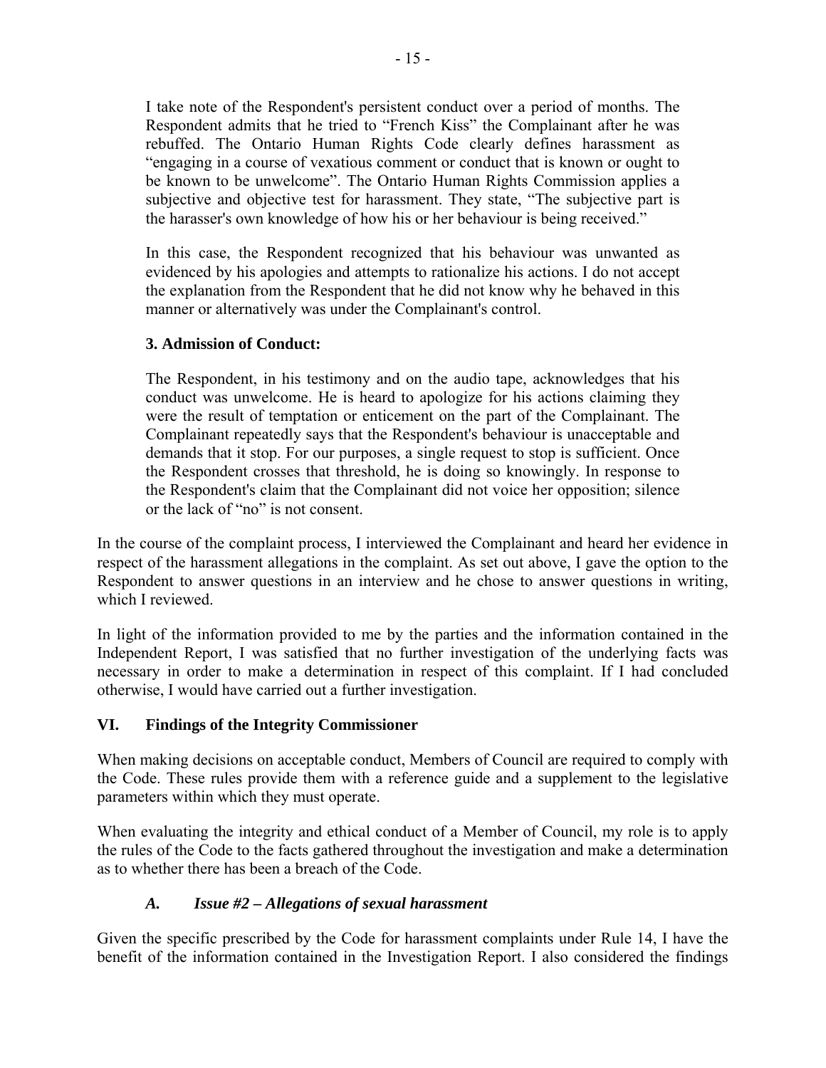> I take note of the Respondent's persistent conduct over a period of months. The Respondent admits that he tried to "French Kiss" the Complainant after he was rebuffed. The Ontario Human Rights Code clearly defines harassment as "engaging in a course of vexatious comment or conduct that is known or ought to be known to be unwelcome". The Ontario Human Rights Commission applies a subjective and objective test for harassment. They state, "The subjective part is the harasser's own knowledge of how his or her behaviour is being received."
>
> In this case, the Respondent recognized that his behaviour was unwanted as evidenced by his apologies and attempts to rationalize his actions. I do not accept the explanation from the Respondent that he did not know why he behaved in this manner or alternatively was under the Complainant's control.
>
> **3. Admission of Conduct:**
>
> The Respondent, in his testimony and on the audio tape, acknowledges that his conduct was unwelcome. He is heard to apologize for his actions claiming they were the result of temptation or enticement on the part of the Complainant. The Complainant repeatedly says that the Respondent's behaviour is unacceptable and demands that it stop. For our purposes, a single request to stop is sufficient. Once the Respondent crosses that threshold, he is doing so knowingly. In response to the Respondent's claim that the Complainant did not voice her opposition; silence or the lack of "no" is not consent.

In the course of the complaint process, I interviewed the Complainant and heard her evidence in respect of the harassment allegations in the complaint. As set out above, I gave the option to the Respondent to answer questions in an interview and he chose to answer questions in writing, which I reviewed.

In light of the information provided to me by the parties and the information contained in the Independent Report, I was satisfied that no further investigation of the underlying facts was necessary in order to make a determination in respect of this complaint. If I had concluded otherwise, I would have carried out a further investigation.

## VI. Findings of the Integrity Commissioner

When making decisions on acceptable conduct, Members of Council are required to comply with the Code. These rules provide them with a reference guide and a supplement to the legislative parameters within which they must operate.

When evaluating the integrity and ethical conduct of a Member of Council, my role is to apply the rules of the Code to the facts gathered throughout the investigation and make a determination as to whether there has been a breach of the Code.

### *A. Issue #2 – Allegations of sexual harassment*

Given the specific prescribed by the Code for harassment complaints under Rule 14, I have the benefit of the information contained in the Investigation Report. I also considered the findings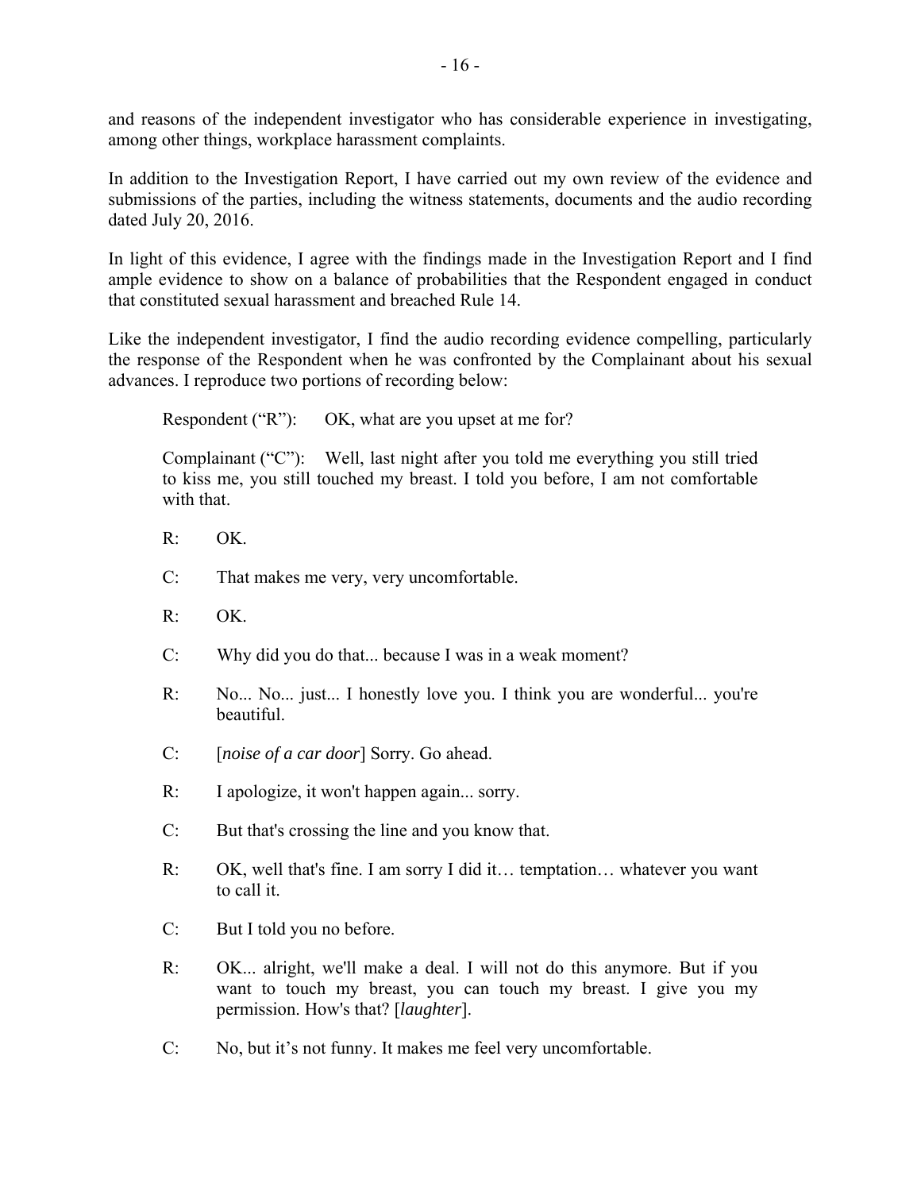and reasons of the independent investigator who has considerable experience in investigating, among other things, workplace harassment complaints.

In addition to the Investigation Report, I have carried out my own review of the evidence and submissions of the parties, including the witness statements, documents and the audio recording dated July 20, 2016.

In light of this evidence, I agree with the findings made in the Investigation Report and I find ample evidence to show on a balance of probabilities that the Respondent engaged in conduct that constituted sexual harassment and breached Rule 14.

Like the independent investigator, I find the audio recording evidence compelling, particularly the response of the Respondent when he was confronted by the Complainant about his sexual advances. I reproduce two portions of recording below:

> Respondent ("R"): OK, what are you upset at me for?
>
> Complainant ("C"): Well, last night after you told me everything you still tried to kiss me, you still touched my breast. I told you before, I am not comfortable with that.
>
> R: OK.
>
> C: That makes me very, very uncomfortable.
>
> R: OK.
>
> C: Why did you do that... because I was in a weak moment?
>
> R: No... No... just... I honestly love you. I think you are wonderful... you're beautiful.
>
> C: [*noise of a car door*] Sorry. Go ahead.
>
> R: I apologize, it won't happen again... sorry.
>
> C: But that's crossing the line and you know that.
>
> R: OK, well that's fine. I am sorry I did it… temptation… whatever you want to call it.
>
> C: But I told you no before.
>
> R: OK... alright, we'll make a deal. I will not do this anymore. But if you want to touch my breast, you can touch my breast. I give you my permission. How's that? [*laughter*].
>
> C: No, but it's not funny. It makes me feel very uncomfortable.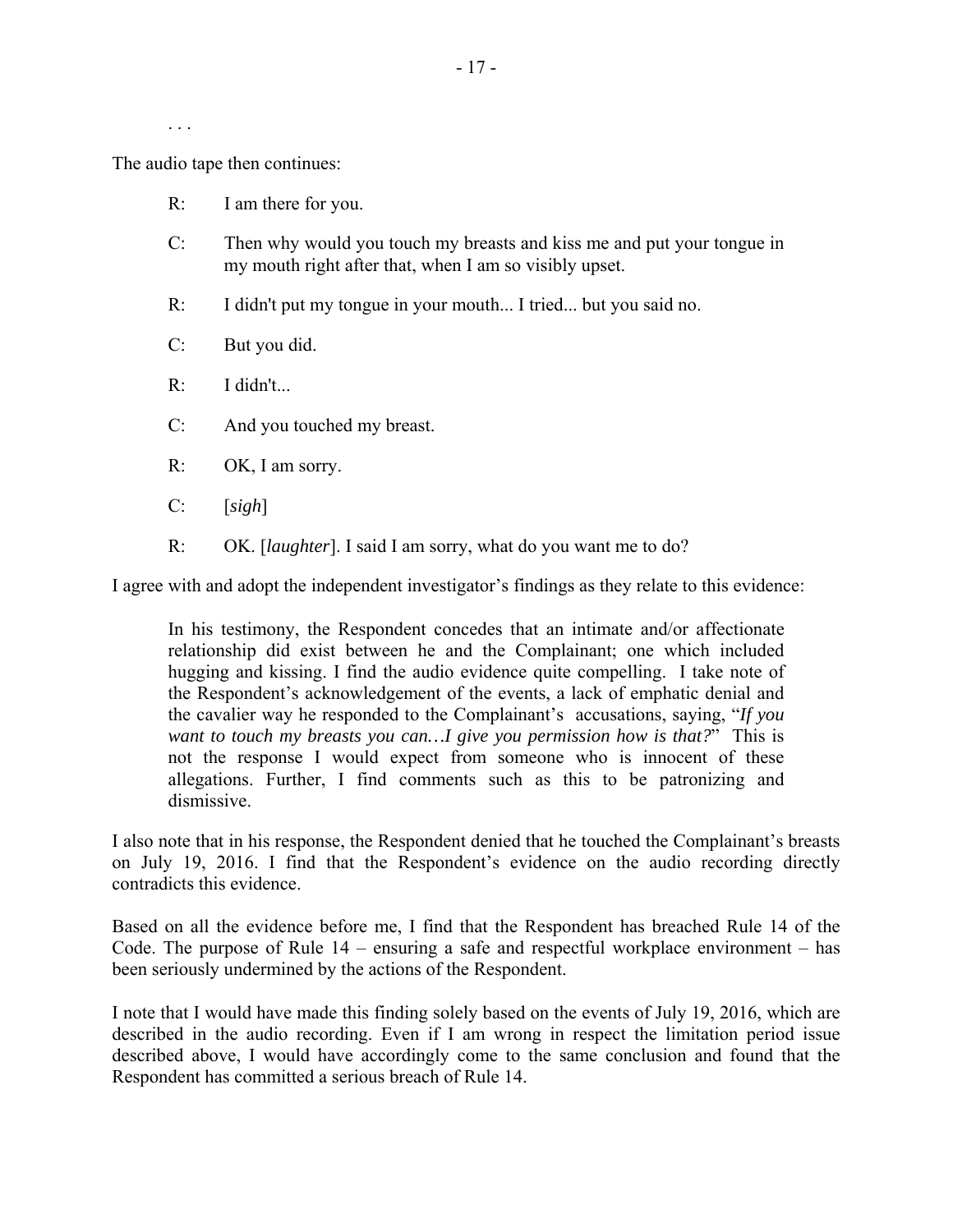. . .

The audio tape then continues:

> R: I am there for you.
>
> C: Then why would you touch my breasts and kiss me and put your tongue in my mouth right after that, when I am so visibly upset.
>
> R: I didn't put my tongue in your mouth... I tried... but you said no.
>
> C: But you did.
>
> R: I didn't...
>
> C: And you touched my breast.
>
> R: OK, I am sorry.
>
> C: [*sigh*]
>
> R: OK. [*laughter*]. I said I am sorry, what do you want me to do?

I agree with and adopt the independent investigator's findings as they relate to this evidence:

> In his testimony, the Respondent concedes that an intimate and/or affectionate relationship did exist between he and the Complainant; one which included hugging and kissing. I find the audio evidence quite compelling. I take note of the Respondent's acknowledgement of the events, a lack of emphatic denial and the cavalier way he responded to the Complainant's accusations, saying, "*If you want to touch my breasts you can…I give you permission how is that?*" This is not the response I would expect from someone who is innocent of these allegations. Further, I find comments such as this to be patronizing and dismissive.

I also note that in his response, the Respondent denied that he touched the Complainant's breasts on July 19, 2016. I find that the Respondent's evidence on the audio recording directly contradicts this evidence.

Based on all the evidence before me, I find that the Respondent has breached Rule 14 of the Code. The purpose of Rule 14 – ensuring a safe and respectful workplace environment – has been seriously undermined by the actions of the Respondent.

I note that I would have made this finding solely based on the events of July 19, 2016, which are described in the audio recording. Even if I am wrong in respect the limitation period issue described above, I would have accordingly come to the same conclusion and found that the Respondent has committed a serious breach of Rule 14.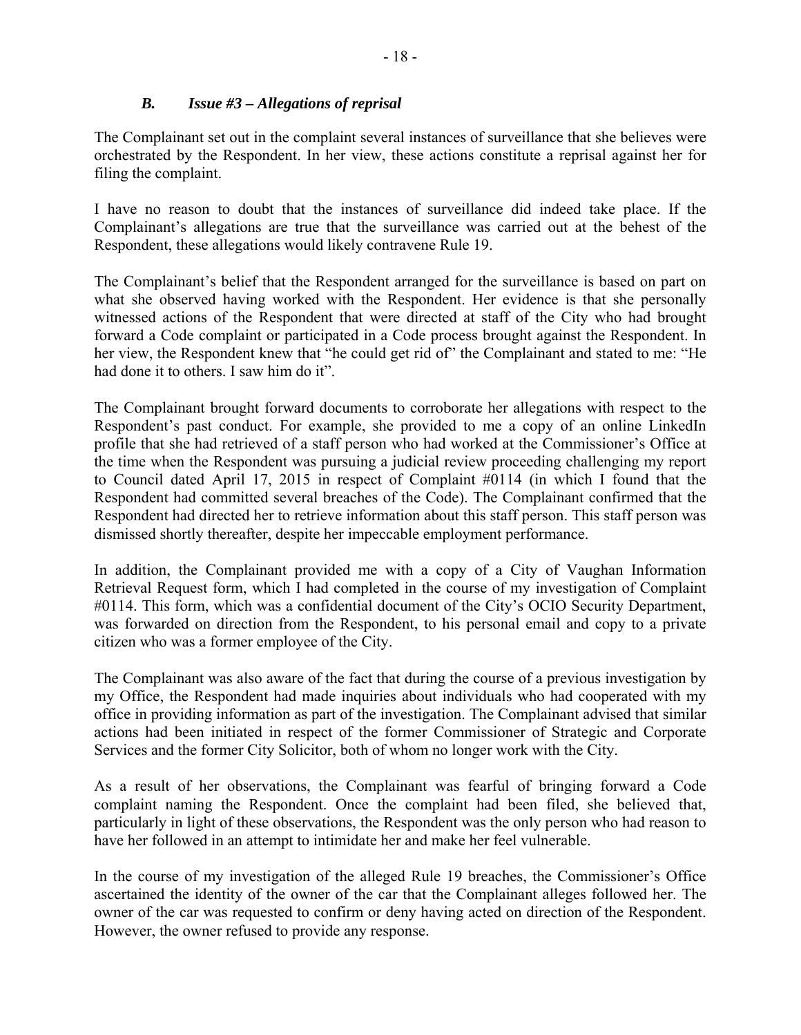### *B. Issue #3 – Allegations of reprisal*

The Complainant set out in the complaint several instances of surveillance that she believes were orchestrated by the Respondent. In her view, these actions constitute a reprisal against her for filing the complaint.

I have no reason to doubt that the instances of surveillance did indeed take place. If the Complainant's allegations are true that the surveillance was carried out at the behest of the Respondent, these allegations would likely contravene Rule 19.

The Complainant's belief that the Respondent arranged for the surveillance is based on part on what she observed having worked with the Respondent. Her evidence is that she personally witnessed actions of the Respondent that were directed at staff of the City who had brought forward a Code complaint or participated in a Code process brought against the Respondent. In her view, the Respondent knew that "he could get rid of" the Complainant and stated to me: "He had done it to others. I saw him do it".

The Complainant brought forward documents to corroborate her allegations with respect to the Respondent's past conduct. For example, she provided to me a copy of an online LinkedIn profile that she had retrieved of a staff person who had worked at the Commissioner's Office at the time when the Respondent was pursuing a judicial review proceeding challenging my report to Council dated April 17, 2015 in respect of Complaint #0114 (in which I found that the Respondent had committed several breaches of the Code). The Complainant confirmed that the Respondent had directed her to retrieve information about this staff person. This staff person was dismissed shortly thereafter, despite her impeccable employment performance.

In addition, the Complainant provided me with a copy of a City of Vaughan Information Retrieval Request form, which I had completed in the course of my investigation of Complaint #0114. This form, which was a confidential document of the City's OCIO Security Department, was forwarded on direction from the Respondent, to his personal email and copy to a private citizen who was a former employee of the City.

The Complainant was also aware of the fact that during the course of a previous investigation by my Office, the Respondent had made inquiries about individuals who had cooperated with my office in providing information as part of the investigation. The Complainant advised that similar actions had been initiated in respect of the former Commissioner of Strategic and Corporate Services and the former City Solicitor, both of whom no longer work with the City.

As a result of her observations, the Complainant was fearful of bringing forward a Code complaint naming the Respondent. Once the complaint had been filed, she believed that, particularly in light of these observations, the Respondent was the only person who had reason to have her followed in an attempt to intimidate her and make her feel vulnerable.

In the course of my investigation of the alleged Rule 19 breaches, the Commissioner's Office ascertained the identity of the owner of the car that the Complainant alleges followed her. The owner of the car was requested to confirm or deny having acted on direction of the Respondent. However, the owner refused to provide any response.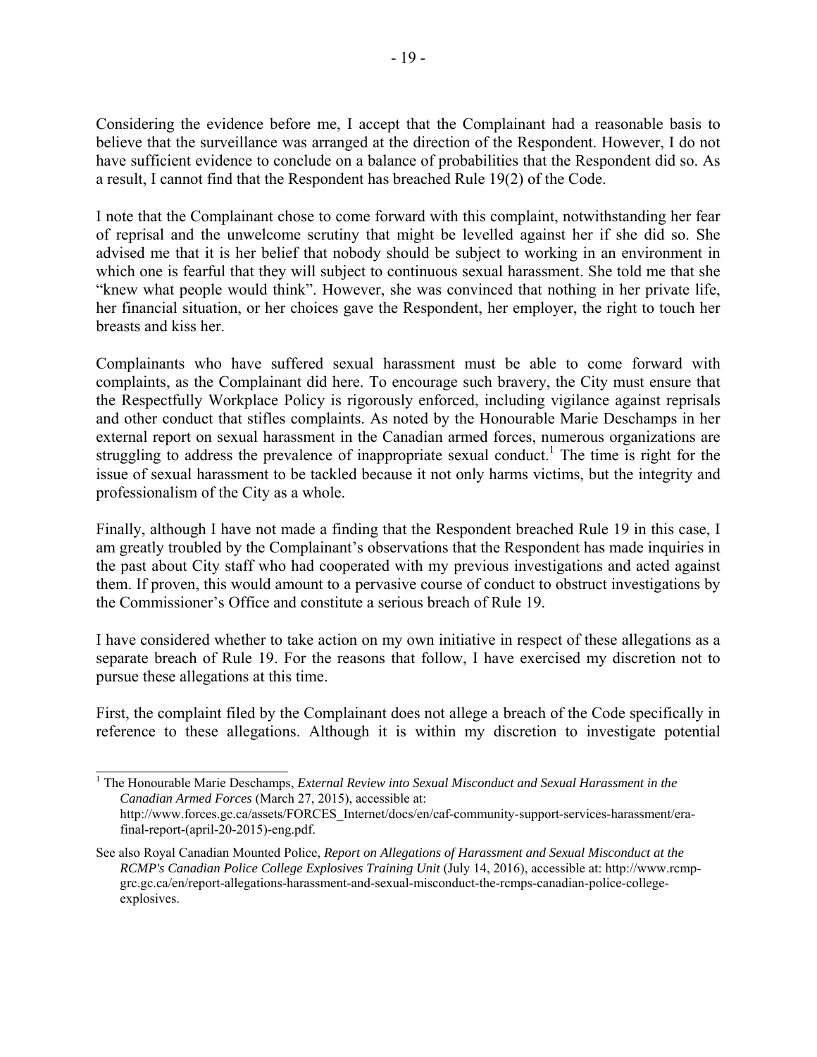Considering the evidence before me, I accept that the Complainant had a reasonable basis to believe that the surveillance was arranged at the direction of the Respondent. However, I do not have sufficient evidence to conclude on a balance of probabilities that the Respondent did so. As a result, I cannot find that the Respondent has breached Rule 19(2) of the Code.

I note that the Complainant chose to come forward with this complaint, notwithstanding her fear of reprisal and the unwelcome scrutiny that might be levelled against her if she did so. She advised me that it is her belief that nobody should be subject to working in an environment in which one is fearful that they will subject to continuous sexual harassment. She told me that she "knew what people would think". However, she was convinced that nothing in her private life, her financial situation, or her choices gave the Respondent, her employer, the right to touch her breasts and kiss her.

Complainants who have suffered sexual harassment must be able to come forward with complaints, as the Complainant did here. To encourage such bravery, the City must ensure that the Respectfully Workplace Policy is rigorously enforced, including vigilance against reprisals and other conduct that stifles complaints. As noted by the Honourable Marie Deschamps in her external report on sexual harassment in the Canadian armed forces, numerous organizations are struggling to address the prevalence of inappropriate sexual conduct.[1] The time is right for the issue of sexual harassment to be tackled because it not only harms victims, but the integrity and professionalism of the City as a whole.

Finally, although I have not made a finding that the Respondent breached Rule 19 in this case, I am greatly troubled by the Complainant's observations that the Respondent has made inquiries in the past about City staff who had cooperated with my previous investigations and acted against them. If proven, this would amount to a pervasive course of conduct to obstruct investigations by the Commissioner's Office and constitute a serious breach of Rule 19.

I have considered whether to take action on my own initiative in respect of these allegations as a separate breach of Rule 19. For the reasons that follow, I have exercised my discretion not to pursue these allegations at this time.

First, the complaint filed by the Complainant does not allege a breach of the Code specifically in reference to these allegations. Although it is within my discretion to investigate potential

---

[1] The Honourable Marie Deschamps, *External Review into Sexual Misconduct and Sexual Harassment in the Canadian Armed Forces* (March 27, 2015), accessible at: http://www.forces.gc.ca/assets/FORCES_Internet/docs/en/caf-community-support-services-harassment/era-final-report-(april-20-2015)-eng.pdf.

See also Royal Canadian Mounted Police, *Report on Allegations of Harassment and Sexual Misconduct at the RCMP's Canadian Police College Explosives Training Unit* (July 14, 2016), accessible at: http://www.rcmp-grc.gc.ca/en/report-allegations-harassment-and-sexual-misconduct-the-rcmps-canadian-police-college-explosives.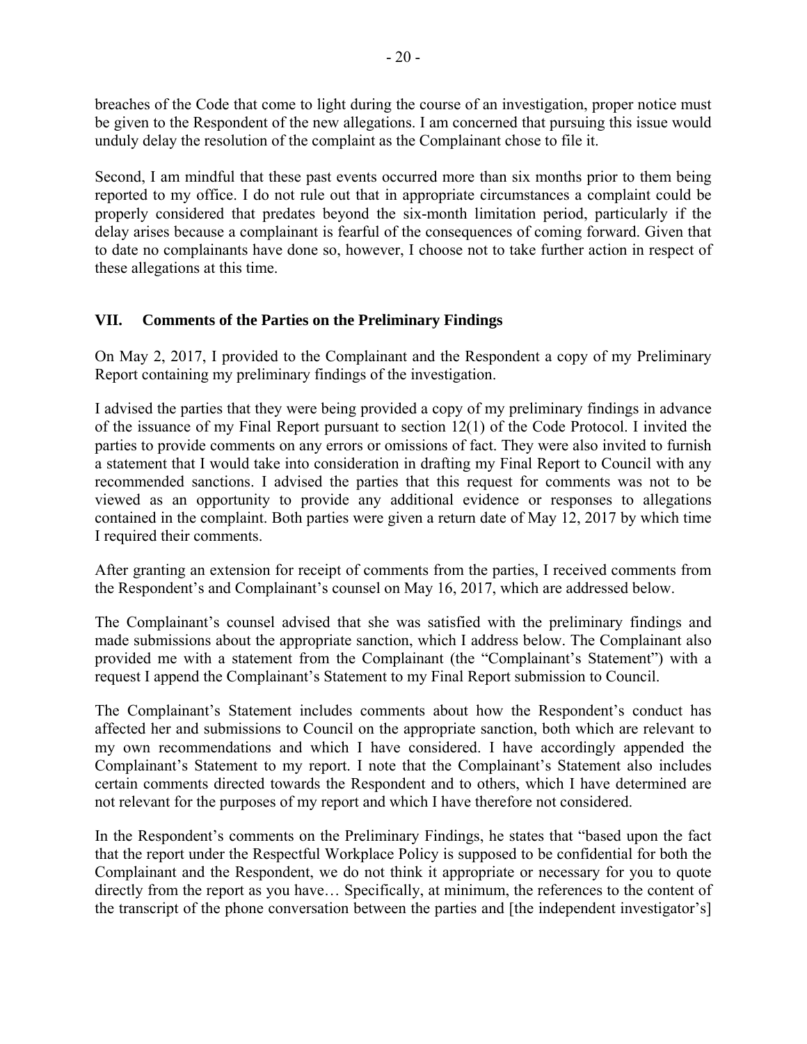breaches of the Code that come to light during the course of an investigation, proper notice must be given to the Respondent of the new allegations. I am concerned that pursuing this issue would unduly delay the resolution of the complaint as the Complainant chose to file it.

Second, I am mindful that these past events occurred more than six months prior to them being reported to my office. I do not rule out that in appropriate circumstances a complaint could be properly considered that predates beyond the six-month limitation period, particularly if the delay arises because a complainant is fearful of the consequences of coming forward. Given that to date no complainants have done so, however, I choose not to take further action in respect of these allegations at this time.

## VII. Comments of the Parties on the Preliminary Findings

On May 2, 2017, I provided to the Complainant and the Respondent a copy of my Preliminary Report containing my preliminary findings of the investigation.

I advised the parties that they were being provided a copy of my preliminary findings in advance of the issuance of my Final Report pursuant to section 12(1) of the Code Protocol. I invited the parties to provide comments on any errors or omissions of fact. They were also invited to furnish a statement that I would take into consideration in drafting my Final Report to Council with any recommended sanctions. I advised the parties that this request for comments was not to be viewed as an opportunity to provide any additional evidence or responses to allegations contained in the complaint. Both parties were given a return date of May 12, 2017 by which time I required their comments.

After granting an extension for receipt of comments from the parties, I received comments from the Respondent's and Complainant's counsel on May 16, 2017, which are addressed below.

The Complainant's counsel advised that she was satisfied with the preliminary findings and made submissions about the appropriate sanction, which I address below. The Complainant also provided me with a statement from the Complainant (the "Complainant's Statement") with a request I append the Complainant's Statement to my Final Report submission to Council.

The Complainant's Statement includes comments about how the Respondent's conduct has affected her and submissions to Council on the appropriate sanction, both which are relevant to my own recommendations and which I have considered. I have accordingly appended the Complainant's Statement to my report. I note that the Complainant's Statement also includes certain comments directed towards the Respondent and to others, which I have determined are not relevant for the purposes of my report and which I have therefore not considered.

In the Respondent's comments on the Preliminary Findings, he states that "based upon the fact that the report under the Respectful Workplace Policy is supposed to be confidential for both the Complainant and the Respondent, we do not think it appropriate or necessary for you to quote directly from the report as you have… Specifically, at minimum, the references to the content of the transcript of the phone conversation between the parties and [the independent investigator's]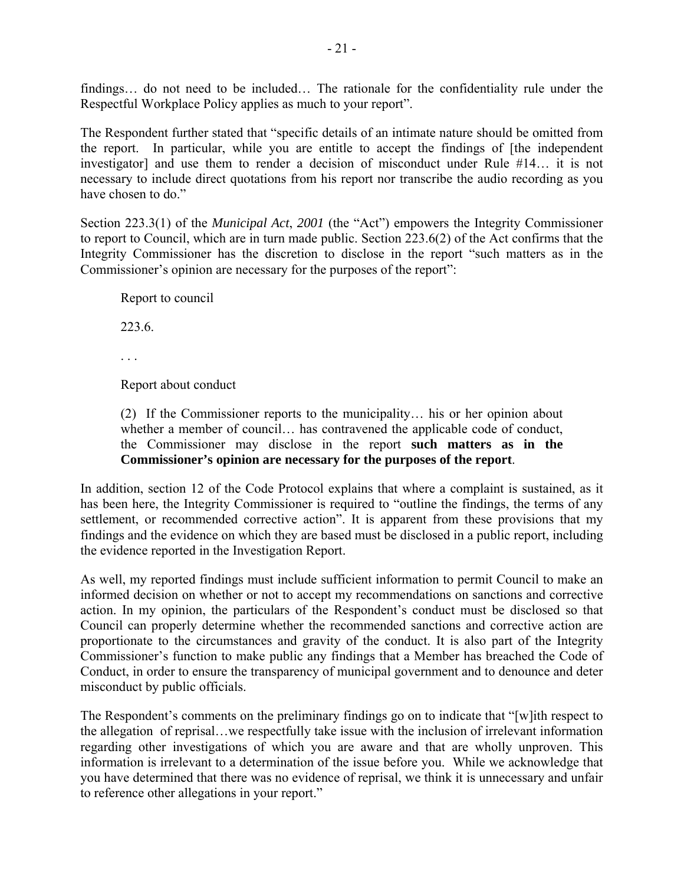findings… do not need to be included… The rationale for the confidentiality rule under the Respectful Workplace Policy applies as much to your report".

The Respondent further stated that "specific details of an intimate nature should be omitted from the report. In particular, while you are entitle to accept the findings of [the independent investigator] and use them to render a decision of misconduct under Rule #14… it is not necessary to include direct quotations from his report nor transcribe the audio recording as you have chosen to do."

Section 223.3(1) of the *Municipal Act*, *2001* (the "Act") empowers the Integrity Commissioner to report to Council, which are in turn made public. Section 223.6(2) of the Act confirms that the Integrity Commissioner has the discretion to disclose in the report "such matters as in the Commissioner's opinion are necessary for the purposes of the report":

> Report to council
>
> 223.6.
>
> . . .
>
> Report about conduct
>
> (2) If the Commissioner reports to the municipality… his or her opinion about whether a member of council… has contravened the applicable code of conduct, the Commissioner may disclose in the report **such matters as in the Commissioner's opinion are necessary for the purposes of the report**.

In addition, section 12 of the Code Protocol explains that where a complaint is sustained, as it has been here, the Integrity Commissioner is required to "outline the findings, the terms of any settlement, or recommended corrective action". It is apparent from these provisions that my findings and the evidence on which they are based must be disclosed in a public report, including the evidence reported in the Investigation Report.

As well, my reported findings must include sufficient information to permit Council to make an informed decision on whether or not to accept my recommendations on sanctions and corrective action. In my opinion, the particulars of the Respondent's conduct must be disclosed so that Council can properly determine whether the recommended sanctions and corrective action are proportionate to the circumstances and gravity of the conduct. It is also part of the Integrity Commissioner's function to make public any findings that a Member has breached the Code of Conduct, in order to ensure the transparency of municipal government and to denounce and deter misconduct by public officials.

The Respondent's comments on the preliminary findings go on to indicate that "[w]ith respect to the allegation of reprisal…we respectfully take issue with the inclusion of irrelevant information regarding other investigations of which you are aware and that are wholly unproven. This information is irrelevant to a determination of the issue before you. While we acknowledge that you have determined that there was no evidence of reprisal, we think it is unnecessary and unfair to reference other allegations in your report."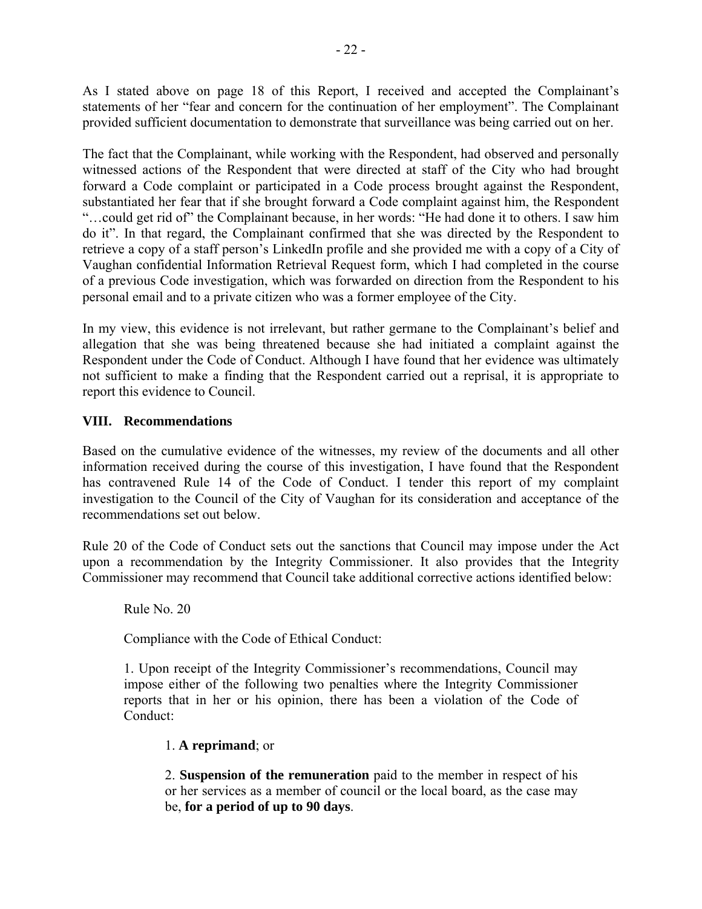As I stated above on page 18 of this Report, I received and accepted the Complainant's statements of her "fear and concern for the continuation of her employment". The Complainant provided sufficient documentation to demonstrate that surveillance was being carried out on her.

The fact that the Complainant, while working with the Respondent, had observed and personally witnessed actions of the Respondent that were directed at staff of the City who had brought forward a Code complaint or participated in a Code process brought against the Respondent, substantiated her fear that if she brought forward a Code complaint against him, the Respondent "…could get rid of" the Complainant because, in her words: "He had done it to others. I saw him do it". In that regard, the Complainant confirmed that she was directed by the Respondent to retrieve a copy of a staff person's LinkedIn profile and she provided me with a copy of a City of Vaughan confidential Information Retrieval Request form, which I had completed in the course of a previous Code investigation, which was forwarded on direction from the Respondent to his personal email and to a private citizen who was a former employee of the City.

In my view, this evidence is not irrelevant, but rather germane to the Complainant's belief and allegation that she was being threatened because she had initiated a complaint against the Respondent under the Code of Conduct. Although I have found that her evidence was ultimately not sufficient to make a finding that the Respondent carried out a reprisal, it is appropriate to report this evidence to Council.

## VIII. Recommendations

Based on the cumulative evidence of the witnesses, my review of the documents and all other information received during the course of this investigation, I have found that the Respondent has contravened Rule 14 of the Code of Conduct. I tender this report of my complaint investigation to the Council of the City of Vaughan for its consideration and acceptance of the recommendations set out below.

Rule 20 of the Code of Conduct sets out the sanctions that Council may impose under the Act upon a recommendation by the Integrity Commissioner. It also provides that the Integrity Commissioner may recommend that Council take additional corrective actions identified below:

> Rule No. 20
>
> Compliance with the Code of Ethical Conduct:
>
> 1. Upon receipt of the Integrity Commissioner's recommendations, Council may impose either of the following two penalties where the Integrity Commissioner reports that in her or his opinion, there has been a violation of the Code of Conduct:
>
> > 1. **A reprimand**; or
> >
> > 2. **Suspension of the remuneration** paid to the member in respect of his or her services as a member of council or the local board, as the case may be, **for a period of up to 90 days**.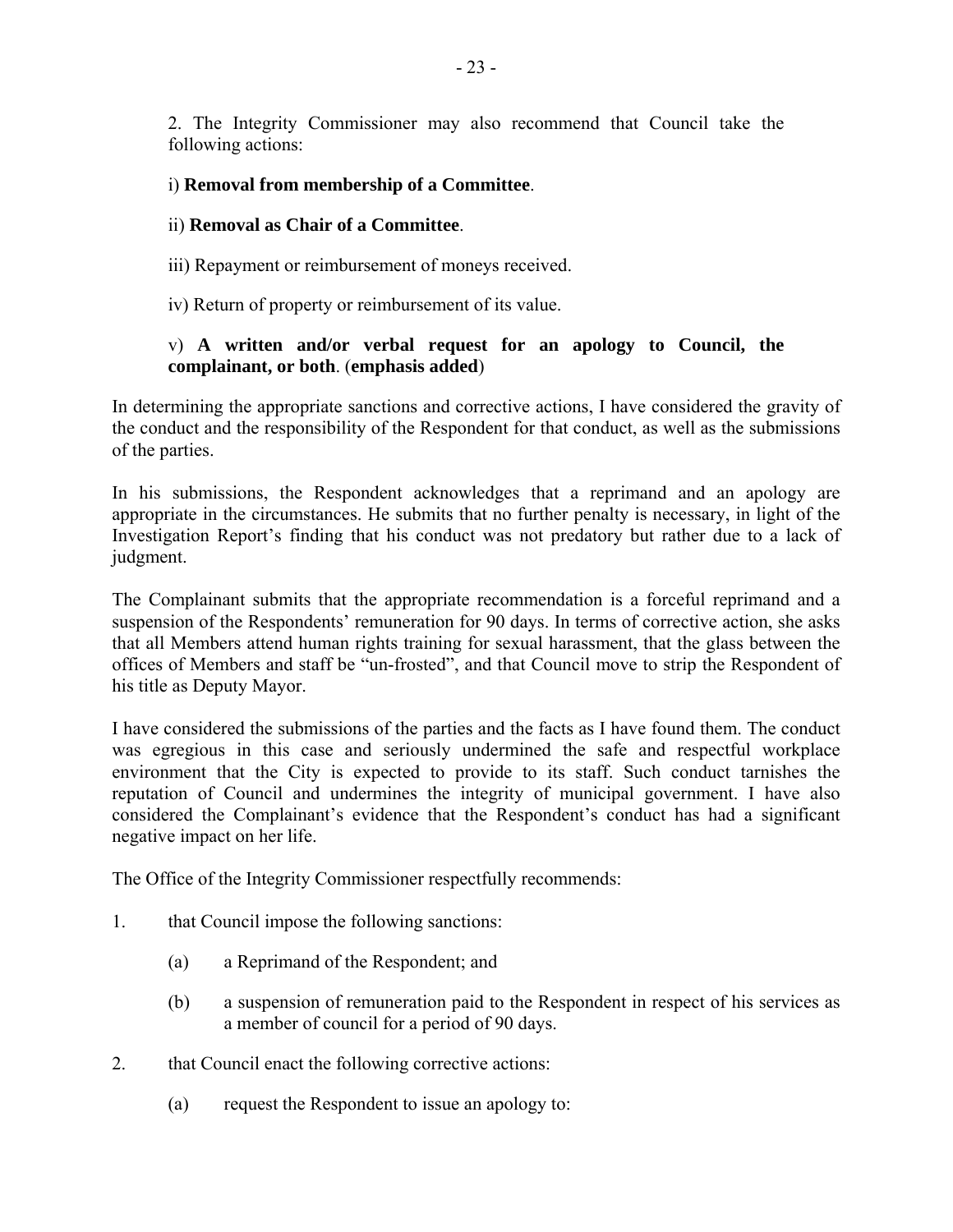2. The Integrity Commissioner may also recommend that Council take the following actions:

i) **Removal from membership of a Committee**.

ii) **Removal as Chair of a Committee**.

iii) Repayment or reimbursement of moneys received.

iv) Return of property or reimbursement of its value.

v) **A written and/or verbal request for an apology to Council, the complainant, or both**. (**emphasis added**)

In determining the appropriate sanctions and corrective actions, I have considered the gravity of the conduct and the responsibility of the Respondent for that conduct, as well as the submissions of the parties.

In his submissions, the Respondent acknowledges that a reprimand and an apology are appropriate in the circumstances. He submits that no further penalty is necessary, in light of the Investigation Report's finding that his conduct was not predatory but rather due to a lack of judgment.

The Complainant submits that the appropriate recommendation is a forceful reprimand and a suspension of the Respondents' remuneration for 90 days. In terms of corrective action, she asks that all Members attend human rights training for sexual harassment, that the glass between the offices of Members and staff be "un-frosted", and that Council move to strip the Respondent of his title as Deputy Mayor.

I have considered the submissions of the parties and the facts as I have found them. The conduct was egregious in this case and seriously undermined the safe and respectful workplace environment that the City is expected to provide to its staff. Such conduct tarnishes the reputation of Council and undermines the integrity of municipal government. I have also considered the Complainant's evidence that the Respondent's conduct has had a significant negative impact on her life.

The Office of the Integrity Commissioner respectfully recommends:

1. that Council impose the following sanctions:

    (a) a Reprimand of the Respondent; and

    (b) a suspension of remuneration paid to the Respondent in respect of his services as a member of council for a period of 90 days.

2. that Council enact the following corrective actions:

    (a) request the Respondent to issue an apology to: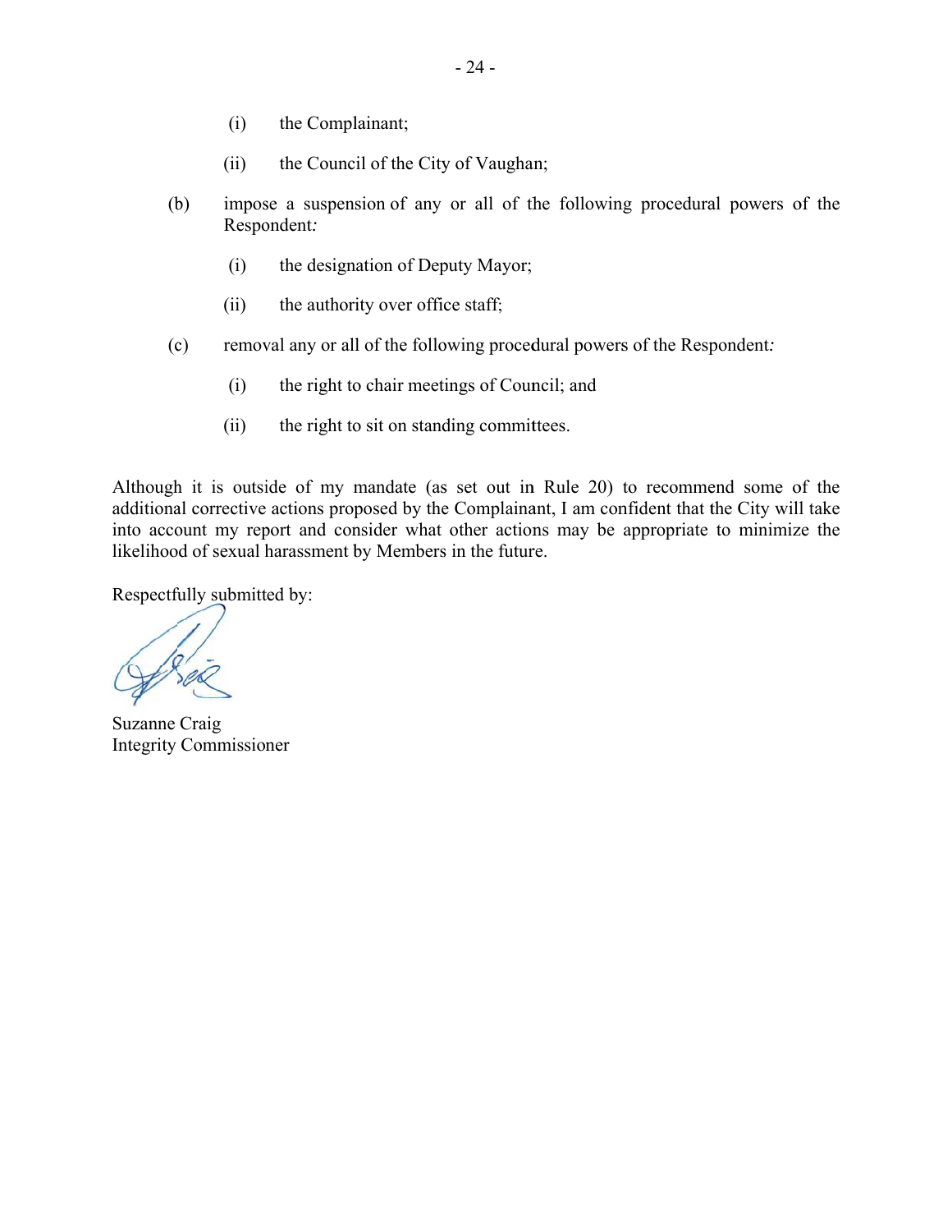(i) the Complainant;

   (ii) the Council of the City of Vaughan;

(b) impose a suspension of any or all of the following procedural powers of the Respondent*:*

   (i) the designation of Deputy Mayor;

   (ii) the authority over office staff;

(c) removal any or all of the following procedural powers of the Respondent*:*

   (i) the right to chair meetings of Council; and

   (ii) the right to sit on standing committees.

Although it is outside of my mandate (as set out in Rule 20) to recommend some of the additional corrective actions proposed by the Complainant, I am confident that the City will take into account my report and consider what other actions may be appropriate to minimize the likelihood of sexual harassment by Members in the future.

Respectfully submitted by:

Suzanne Craig
Integrity Commissioner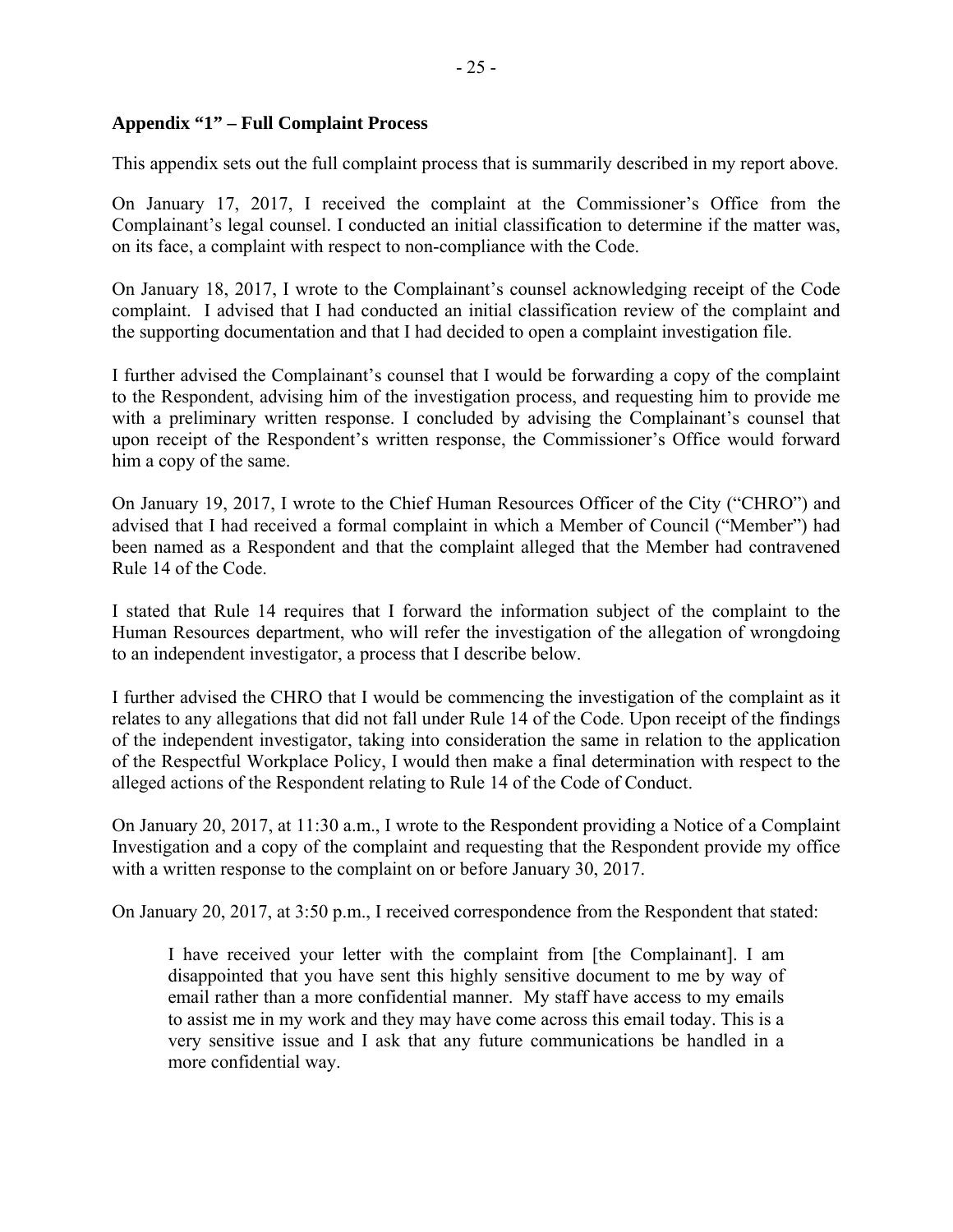### Appendix “1” – Full Complaint Process

This appendix sets out the full complaint process that is summarily described in my report above.

On January 17, 2017, I received the complaint at the Commissioner’s Office from the Complainant’s legal counsel. I conducted an initial classification to determine if the matter was, on its face, a complaint with respect to non-compliance with the Code.

On January 18, 2017, I wrote to the Complainant’s counsel acknowledging receipt of the Code complaint. I advised that I had conducted an initial classification review of the complaint and the supporting documentation and that I had decided to open a complaint investigation file.

I further advised the Complainant’s counsel that I would be forwarding a copy of the complaint to the Respondent, advising him of the investigation process, and requesting him to provide me with a preliminary written response. I concluded by advising the Complainant’s counsel that upon receipt of the Respondent’s written response, the Commissioner’s Office would forward him a copy of the same.

On January 19, 2017, I wrote to the Chief Human Resources Officer of the City (“CHRO”) and advised that I had received a formal complaint in which a Member of Council (“Member”) had been named as a Respondent and that the complaint alleged that the Member had contravened Rule 14 of the Code.

I stated that Rule 14 requires that I forward the information subject of the complaint to the Human Resources department, who will refer the investigation of the allegation of wrongdoing to an independent investigator, a process that I describe below.

I further advised the CHRO that I would be commencing the investigation of the complaint as it relates to any allegations that did not fall under Rule 14 of the Code. Upon receipt of the findings of the independent investigator, taking into consideration the same in relation to the application of the Respectful Workplace Policy, I would then make a final determination with respect to the alleged actions of the Respondent relating to Rule 14 of the Code of Conduct.

On January 20, 2017, at 11:30 a.m., I wrote to the Respondent providing a Notice of a Complaint Investigation and a copy of the complaint and requesting that the Respondent provide my office with a written response to the complaint on or before January 30, 2017.

On January 20, 2017, at 3:50 p.m., I received correspondence from the Respondent that stated:

> I have received your letter with the complaint from [the Complainant]. I am disappointed that you have sent this highly sensitive document to me by way of email rather than a more confidential manner. My staff have access to my emails to assist me in my work and they may have come across this email today. This is a very sensitive issue and I ask that any future communications be handled in a more confidential way.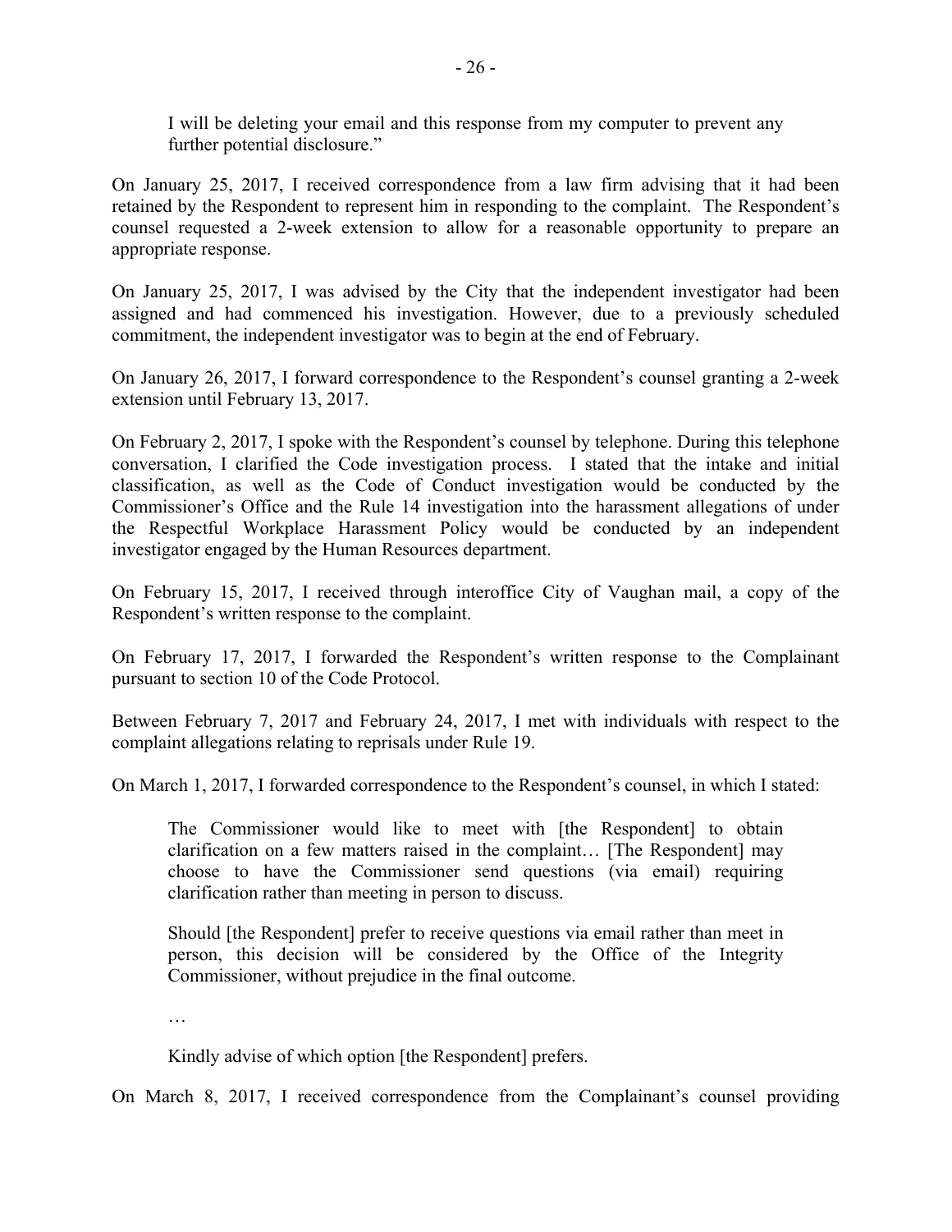I will be deleting your email and this response from my computer to prevent any further potential disclosure."

On January 25, 2017, I received correspondence from a law firm advising that it had been retained by the Respondent to represent him in responding to the complaint. The Respondent's counsel requested a 2-week extension to allow for a reasonable opportunity to prepare an appropriate response.

On January 25, 2017, I was advised by the City that the independent investigator had been assigned and had commenced his investigation. However, due to a previously scheduled commitment, the independent investigator was to begin at the end of February.

On January 26, 2017, I forward correspondence to the Respondent's counsel granting a 2-week extension until February 13, 2017.

On February 2, 2017, I spoke with the Respondent's counsel by telephone. During this telephone conversation, I clarified the Code investigation process. I stated that the intake and initial classification, as well as the Code of Conduct investigation would be conducted by the Commissioner's Office and the Rule 14 investigation into the harassment allegations of under the Respectful Workplace Harassment Policy would be conducted by an independent investigator engaged by the Human Resources department.

On February 15, 2017, I received through interoffice City of Vaughan mail, a copy of the Respondent's written response to the complaint.

On February 17, 2017, I forwarded the Respondent's written response to the Complainant pursuant to section 10 of the Code Protocol.

Between February 7, 2017 and February 24, 2017, I met with individuals with respect to the complaint allegations relating to reprisals under Rule 19.

On March 1, 2017, I forwarded correspondence to the Respondent's counsel, in which I stated:

> The Commissioner would like to meet with [the Respondent] to obtain clarification on a few matters raised in the complaint… [The Respondent] may choose to have the Commissioner send questions (via email) requiring clarification rather than meeting in person to discuss.
>
> Should [the Respondent] prefer to receive questions via email rather than meet in person, this decision will be considered by the Office of the Integrity Commissioner, without prejudice in the final outcome.
>
> …
>
> Kindly advise of which option [the Respondent] prefers.

On March 8, 2017, I received correspondence from the Complainant's counsel providing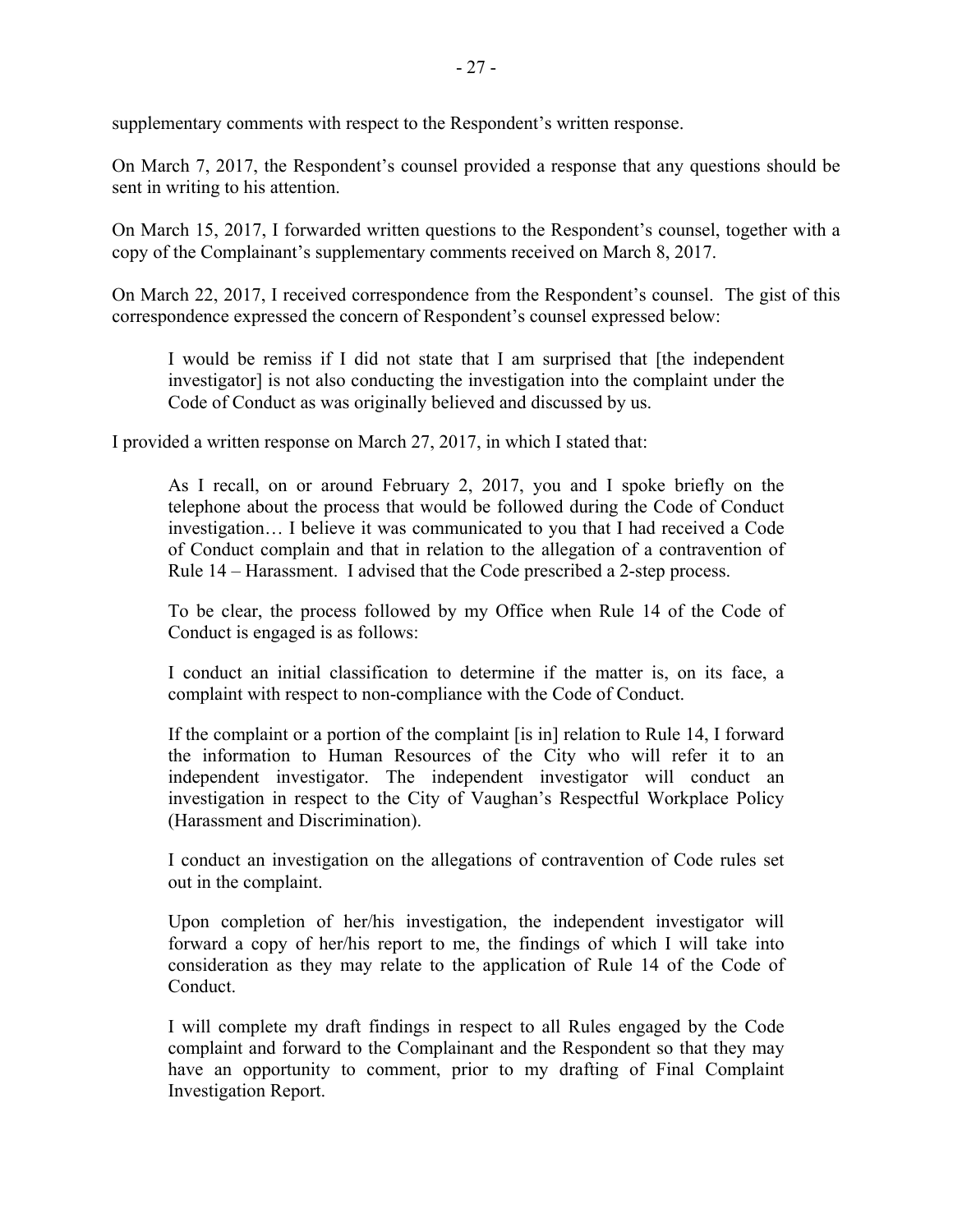supplementary comments with respect to the Respondent's written response.

On March 7, 2017, the Respondent's counsel provided a response that any questions should be sent in writing to his attention.

On March 15, 2017, I forwarded written questions to the Respondent's counsel, together with a copy of the Complainant's supplementary comments received on March 8, 2017.

On March 22, 2017, I received correspondence from the Respondent's counsel. The gist of this correspondence expressed the concern of Respondent's counsel expressed below:

> I would be remiss if I did not state that I am surprised that [the independent investigator] is not also conducting the investigation into the complaint under the Code of Conduct as was originally believed and discussed by us.

I provided a written response on March 27, 2017, in which I stated that:

> As I recall, on or around February 2, 2017, you and I spoke briefly on the telephone about the process that would be followed during the Code of Conduct investigation… I believe it was communicated to you that I had received a Code of Conduct complain and that in relation to the allegation of a contravention of Rule 14 – Harassment. I advised that the Code prescribed a 2-step process.
>
> To be clear, the process followed by my Office when Rule 14 of the Code of Conduct is engaged is as follows:
>
> I conduct an initial classification to determine if the matter is, on its face, a complaint with respect to non-compliance with the Code of Conduct.
>
> If the complaint or a portion of the complaint [is in] relation to Rule 14, I forward the information to Human Resources of the City who will refer it to an independent investigator. The independent investigator will conduct an investigation in respect to the City of Vaughan's Respectful Workplace Policy (Harassment and Discrimination).
>
> I conduct an investigation on the allegations of contravention of Code rules set out in the complaint.
>
> Upon completion of her/his investigation, the independent investigator will forward a copy of her/his report to me, the findings of which I will take into consideration as they may relate to the application of Rule 14 of the Code of Conduct.
>
> I will complete my draft findings in respect to all Rules engaged by the Code complaint and forward to the Complainant and the Respondent so that they may have an opportunity to comment, prior to my drafting of Final Complaint Investigation Report.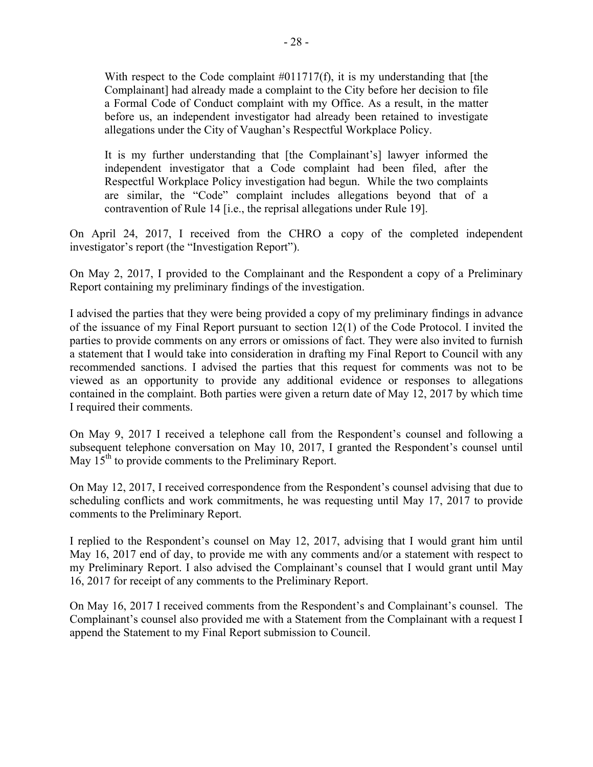> With respect to the Code complaint #011717(f), it is my understanding that [the Complainant] had already made a complaint to the City before her decision to file a Formal Code of Conduct complaint with my Office. As a result, in the matter before us, an independent investigator had already been retained to investigate allegations under the City of Vaughan's Respectful Workplace Policy.
>
> It is my further understanding that [the Complainant's] lawyer informed the independent investigator that a Code complaint had been filed, after the Respectful Workplace Policy investigation had begun. While the two complaints are similar, the "Code" complaint includes allegations beyond that of a contravention of Rule 14 [i.e., the reprisal allegations under Rule 19].

On April 24, 2017, I received from the CHRO a copy of the completed independent investigator's report (the "Investigation Report").

On May 2, 2017, I provided to the Complainant and the Respondent a copy of a Preliminary Report containing my preliminary findings of the investigation.

I advised the parties that they were being provided a copy of my preliminary findings in advance of the issuance of my Final Report pursuant to section 12(1) of the Code Protocol. I invited the parties to provide comments on any errors or omissions of fact. They were also invited to furnish a statement that I would take into consideration in drafting my Final Report to Council with any recommended sanctions. I advised the parties that this request for comments was not to be viewed as an opportunity to provide any additional evidence or responses to allegations contained in the complaint. Both parties were given a return date of May 12, 2017 by which time I required their comments.

On May 9, 2017 I received a telephone call from the Respondent's counsel and following a subsequent telephone conversation on May 10, 2017, I granted the Respondent's counsel until May 15th to provide comments to the Preliminary Report.

On May 12, 2017, I received correspondence from the Respondent's counsel advising that due to scheduling conflicts and work commitments, he was requesting until May 17, 2017 to provide comments to the Preliminary Report.

I replied to the Respondent's counsel on May 12, 2017, advising that I would grant him until May 16, 2017 end of day, to provide me with any comments and/or a statement with respect to my Preliminary Report. I also advised the Complainant's counsel that I would grant until May 16, 2017 for receipt of any comments to the Preliminary Report.

On May 16, 2017 I received comments from the Respondent's and Complainant's counsel. The Complainant's counsel also provided me with a Statement from the Complainant with a request I append the Statement to my Final Report submission to Council.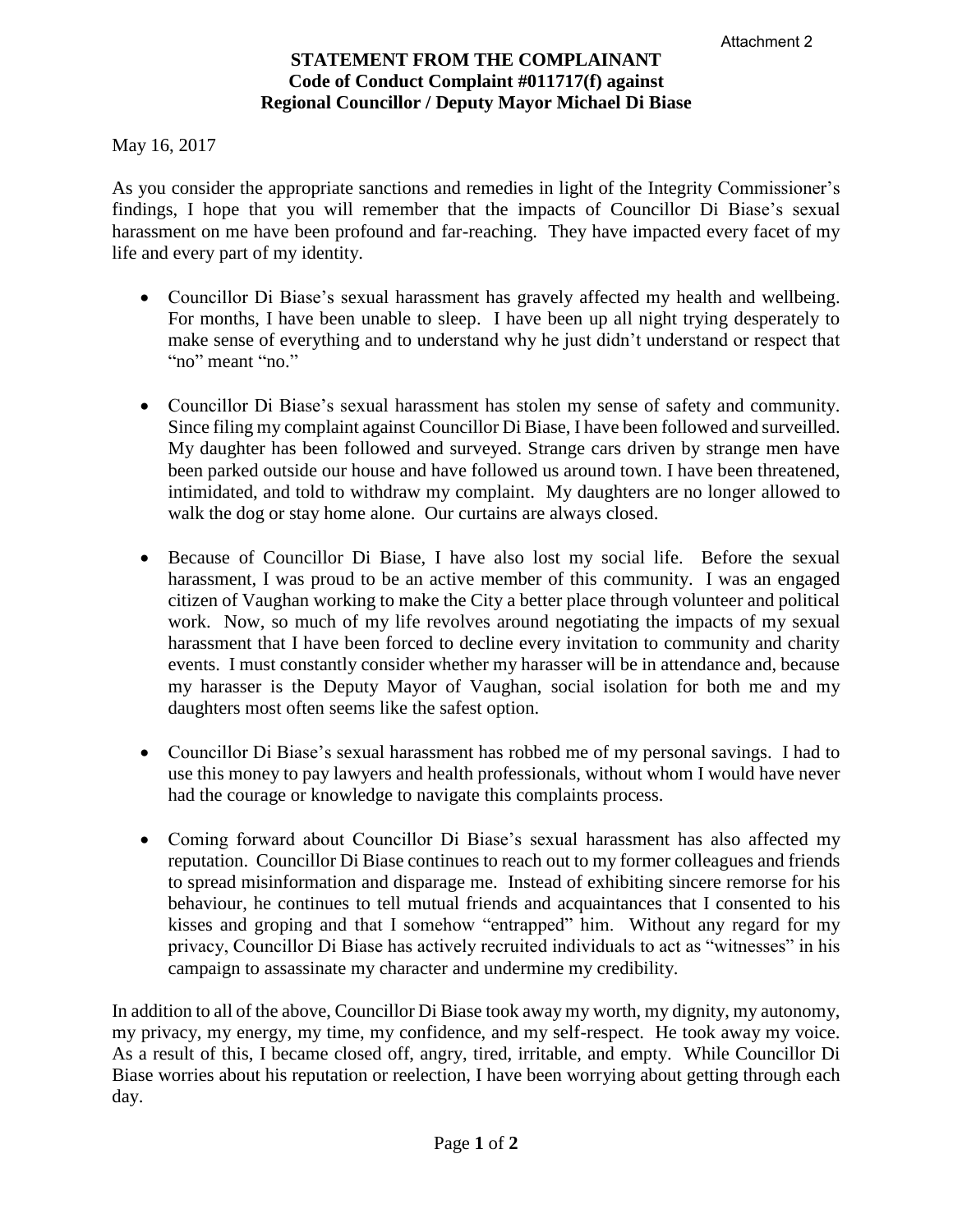Attachment 2

**STATEMENT FROM THE COMPLAINANT**
**Code of Conduct Complaint #011717(f) against**
**Regional Councillor / Deputy Mayor Michael Di Biase**

May 16, 2017

As you consider the appropriate sanctions and remedies in light of the Integrity Commissioner's findings, I hope that you will remember that the impacts of Councillor Di Biase's sexual harassment on me have been profound and far-reaching. They have impacted every facet of my life and every part of my identity.

- Councillor Di Biase's sexual harassment has gravely affected my health and wellbeing. For months, I have been unable to sleep. I have been up all night trying desperately to make sense of everything and to understand why he just didn't understand or respect that "no" meant "no."

- Councillor Di Biase's sexual harassment has stolen my sense of safety and community. Since filing my complaint against Councillor Di Biase, I have been followed and surveilled. My daughter has been followed and surveyed. Strange cars driven by strange men have been parked outside our house and have followed us around town. I have been threatened, intimidated, and told to withdraw my complaint. My daughters are no longer allowed to walk the dog or stay home alone. Our curtains are always closed.

- Because of Councillor Di Biase, I have also lost my social life. Before the sexual harassment, I was proud to be an active member of this community. I was an engaged citizen of Vaughan working to make the City a better place through volunteer and political work. Now, so much of my life revolves around negotiating the impacts of my sexual harassment that I have been forced to decline every invitation to community and charity events. I must constantly consider whether my harasser will be in attendance and, because my harasser is the Deputy Mayor of Vaughan, social isolation for both me and my daughters most often seems like the safest option.

- Councillor Di Biase's sexual harassment has robbed me of my personal savings. I had to use this money to pay lawyers and health professionals, without whom I would have never had the courage or knowledge to navigate this complaints process.

- Coming forward about Councillor Di Biase's sexual harassment has also affected my reputation. Councillor Di Biase continues to reach out to my former colleagues and friends to spread misinformation and disparage me. Instead of exhibiting sincere remorse for his behaviour, he continues to tell mutual friends and acquaintances that I consented to his kisses and groping and that I somehow "entrapped" him. Without any regard for my privacy, Councillor Di Biase has actively recruited individuals to act as "witnesses" in his campaign to assassinate my character and undermine my credibility.

In addition to all of the above, Councillor Di Biase took away my worth, my dignity, my autonomy, my privacy, my energy, my time, my confidence, and my self-respect. He took away my voice. As a result of this, I became closed off, angry, tired, irritable, and empty. While Councillor Di Biase worries about his reputation or reelection, I have been worrying about getting through each day.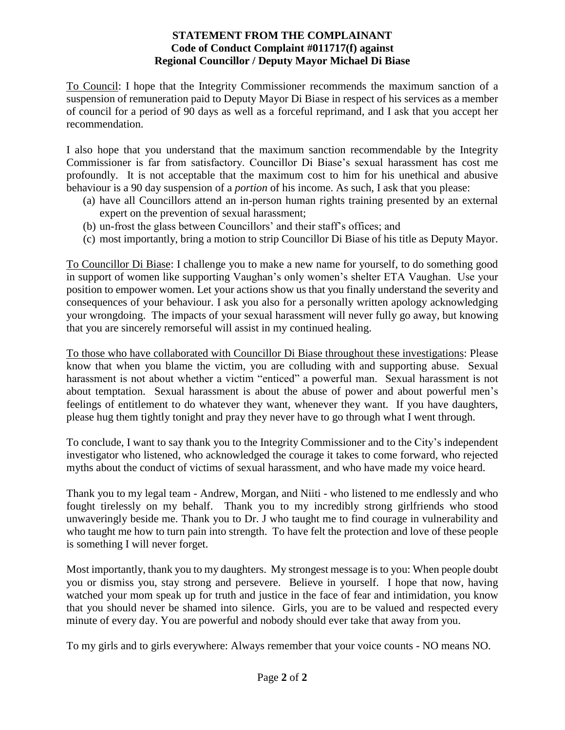**STATEMENT FROM THE COMPLAINANT**
**Code of Conduct Complaint #011717(f) against**
**Regional Councillor / Deputy Mayor Michael Di Biase**

To Council: I hope that the Integrity Commissioner recommends the maximum sanction of a suspension of remuneration paid to Deputy Mayor Di Biase in respect of his services as a member of council for a period of 90 days as well as a forceful reprimand, and I ask that you accept her recommendation.

I also hope that you understand that the maximum sanction recommendable by the Integrity Commissioner is far from satisfactory. Councillor Di Biase's sexual harassment has cost me profoundly. It is not acceptable that the maximum cost to him for his unethical and abusive behaviour is a 90 day suspension of a *portion* of his income. As such, I ask that you please:

(a) have all Councillors attend an in-person human rights training presented by an external expert on the prevention of sexual harassment;
(b) un-frost the glass between Councillors' and their staff's offices; and
(c) most importantly, bring a motion to strip Councillor Di Biase of his title as Deputy Mayor.

To Councillor Di Biase: I challenge you to make a new name for yourself, to do something good in support of women like supporting Vaughan's only women's shelter ETA Vaughan. Use your position to empower women. Let your actions show us that you finally understand the severity and consequences of your behaviour. I ask you also for a personally written apology acknowledging your wrongdoing. The impacts of your sexual harassment will never fully go away, but knowing that you are sincerely remorseful will assist in my continued healing.

To those who have collaborated with Councillor Di Biase throughout these investigations: Please know that when you blame the victim, you are colluding with and supporting abuse. Sexual harassment is not about whether a victim "enticed" a powerful man. Sexual harassment is not about temptation. Sexual harassment is about the abuse of power and about powerful men's feelings of entitlement to do whatever they want, whenever they want. If you have daughters, please hug them tightly tonight and pray they never have to go through what I went through.

To conclude, I want to say thank you to the Integrity Commissioner and to the City's independent investigator who listened, who acknowledged the courage it takes to come forward, who rejected myths about the conduct of victims of sexual harassment, and who have made my voice heard.

Thank you to my legal team - Andrew, Morgan, and Niiti - who listened to me endlessly and who fought tirelessly on my behalf. Thank you to my incredibly strong girlfriends who stood unwaveringly beside me. Thank you to Dr. J who taught me to find courage in vulnerability and who taught me how to turn pain into strength. To have felt the protection and love of these people is something I will never forget.

Most importantly, thank you to my daughters. My strongest message is to you: When people doubt you or dismiss you, stay strong and persevere. Believe in yourself. I hope that now, having watched your mom speak up for truth and justice in the face of fear and intimidation, you know that you should never be shamed into silence. Girls, you are to be valued and respected every minute of every day. You are powerful and nobody should ever take that away from you.

To my girls and to girls everywhere: Always remember that your voice counts - NO means NO.